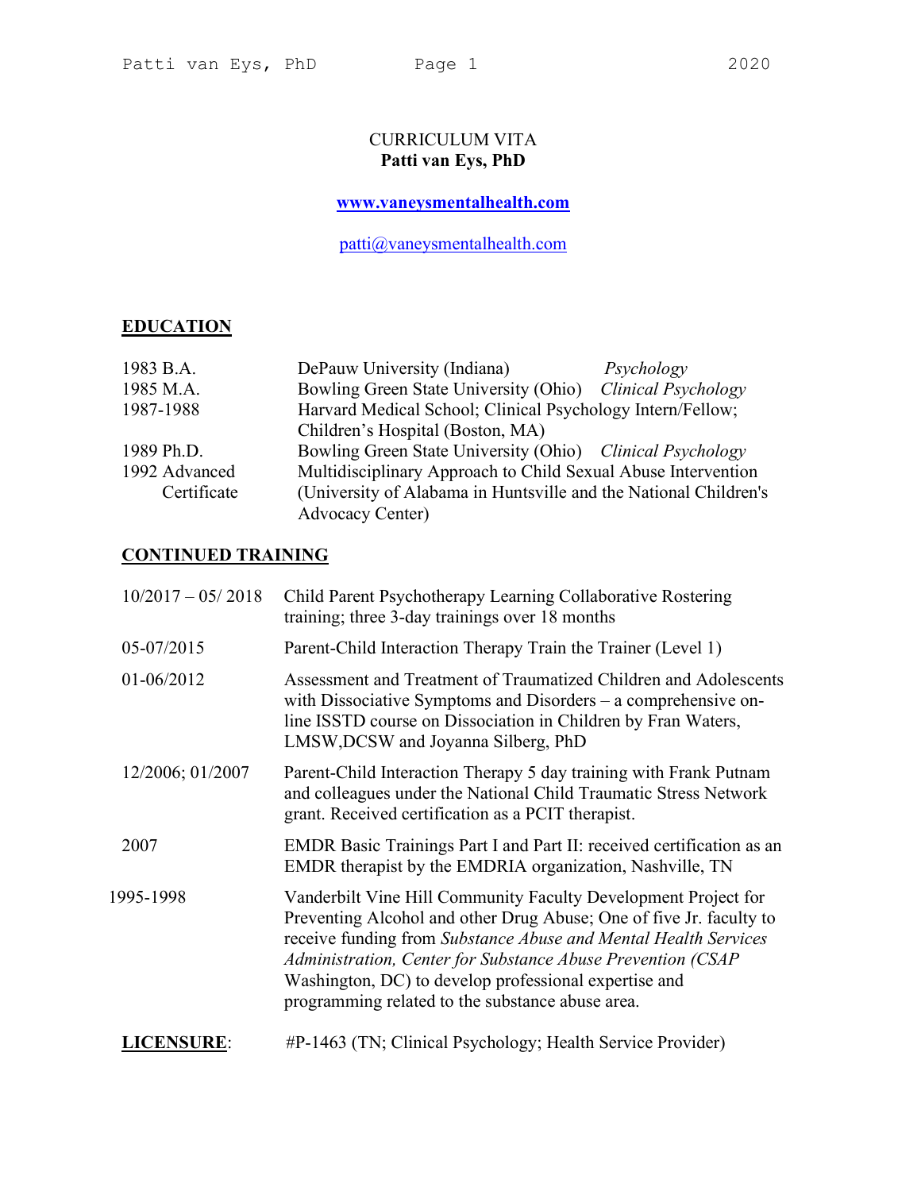CURRICULUM VITA
**Patti van Eys, PhD**

**www.vaneysmentalhealth.com**

patti@vaneysmentalhealth.com

## EDUCATION

| | | |
|---|---|---|
| 1983 B.A. | DePauw University (Indiana) | *Psychology* |
| 1985 M.A. | Bowling Green State University (Ohio) | *Clinical Psychology* |
| 1987-1988 | Harvard Medical School; Clinical Psychology Intern/Fellow; Children's Hospital (Boston, MA) | |
| 1989 Ph.D. | Bowling Green State University (Ohio) | *Clinical Psychology* |
| 1992 Advanced Certificate | Multidisciplinary Approach to Child Sexual Abuse Intervention (University of Alabama in Huntsville and the National Children's Advocacy Center) | |

## CONTINUED TRAINING

| | |
|---|---|
| 10/2017 – 05/ 2018 | Child Parent Psychotherapy Learning Collaborative Rostering training; three 3-day trainings over 18 months |
| 05-07/2015 | Parent-Child Interaction Therapy Train the Trainer (Level 1) |
| 01-06/2012 | Assessment and Treatment of Traumatized Children and Adolescents with Dissociative Symptoms and Disorders – a comprehensive on-line ISSTD course on Dissociation in Children by Fran Waters, LMSW,DCSW and Joyanna Silberg, PhD |
| 12/2006; 01/2007 | Parent-Child Interaction Therapy 5 day training with Frank Putnam and colleagues under the National Child Traumatic Stress Network grant. Received certification as a PCIT therapist. |
| 2007 | EMDR Basic Trainings Part I and Part II: received certification as an EMDR therapist by the EMDRIA organization, Nashville, TN |
| 1995-1998 | Vanderbilt Vine Hill Community Faculty Development Project for Preventing Alcohol and other Drug Abuse; One of five Jr. faculty to receive funding from *Substance Abuse and Mental Health Services Administration, Center for Substance Abuse Prevention (CSAP* Washington, DC) to develop professional expertise and programming related to the substance abuse area. |

**LICENSURE**: #P-1463 (TN; Clinical Psychology; Health Service Provider)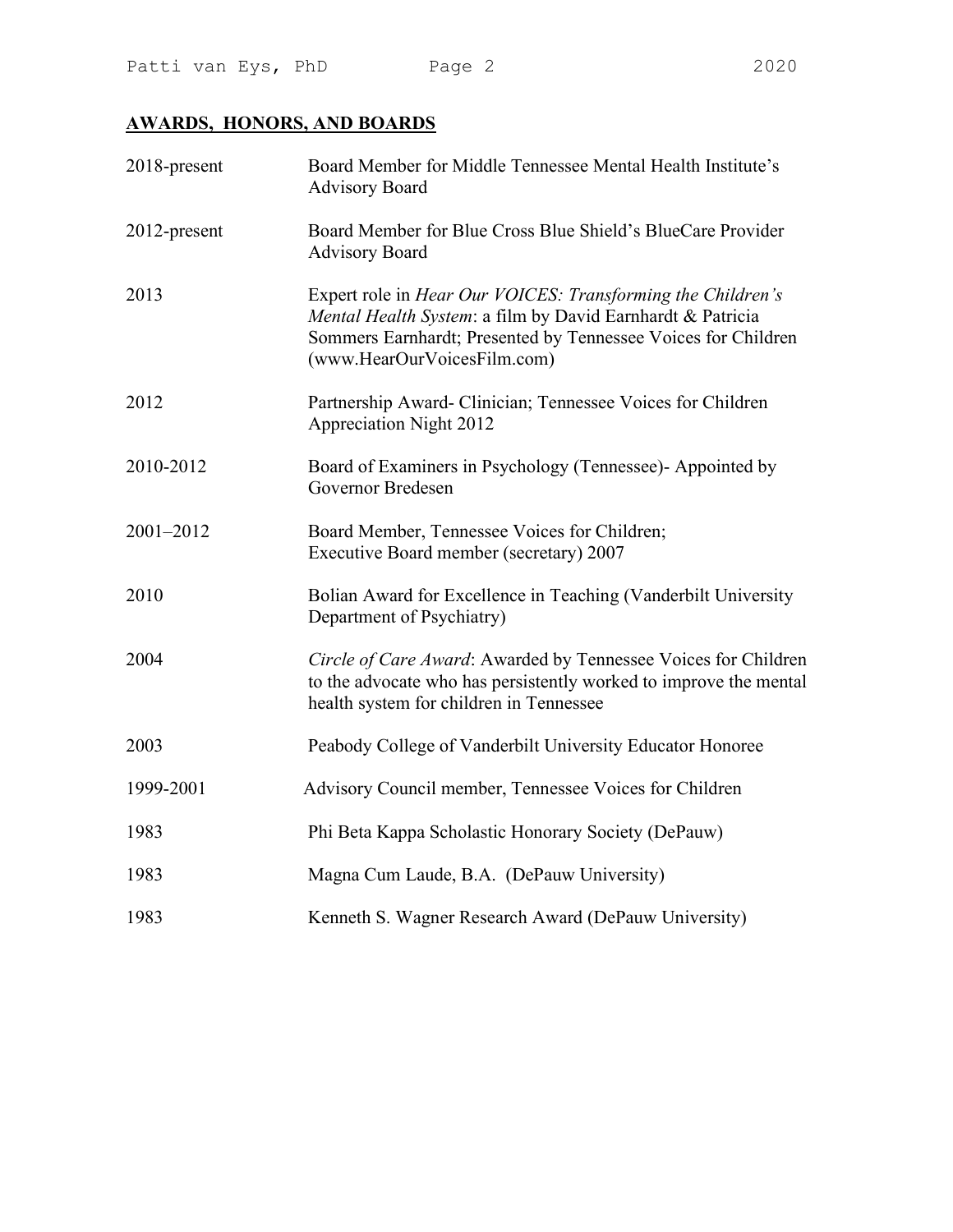## AWARDS, HONORS, AND BOARDS

| | |
|---|---|
| 2018-present | Board Member for Middle Tennessee Mental Health Institute's Advisory Board |
| 2012-present | Board Member for Blue Cross Blue Shield's BlueCare Provider Advisory Board |
| 2013 | Expert role in *Hear Our VOICES: Transforming the Children's Mental Health System*: a film by David Earnhardt & Patricia Sommers Earnhardt; Presented by Tennessee Voices for Children (www.HearOurVoicesFilm.com) |
| 2012 | Partnership Award- Clinician; Tennessee Voices for Children Appreciation Night 2012 |
| 2010-2012 | Board of Examiners in Psychology (Tennessee)- Appointed by Governor Bredesen |
| 2001–2012 | Board Member, Tennessee Voices for Children; Executive Board member (secretary) 2007 |
| 2010 | Bolian Award for Excellence in Teaching (Vanderbilt University Department of Psychiatry) |
| 2004 | *Circle of Care Award*: Awarded by Tennessee Voices for Children to the advocate who has persistently worked to improve the mental health system for children in Tennessee |
| 2003 | Peabody College of Vanderbilt University Educator Honoree |
| 1999-2001 | Advisory Council member, Tennessee Voices for Children |
| 1983 | Phi Beta Kappa Scholastic Honorary Society (DePauw) |
| 1983 | Magna Cum Laude, B.A. (DePauw University) |
| 1983 | Kenneth S. Wagner Research Award (DePauw University) |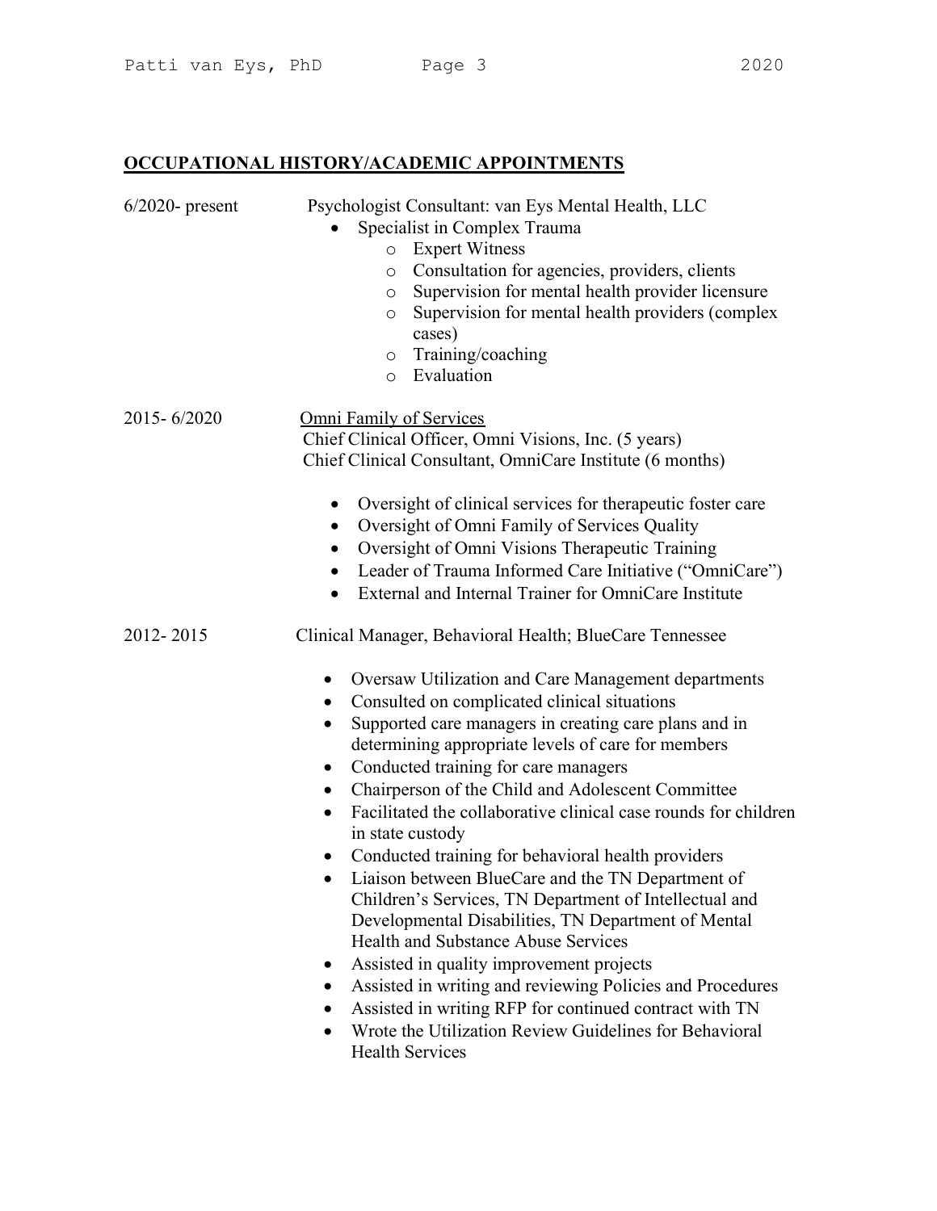## OCCUPATIONAL HISTORY/ACADEMIC APPOINTMENTS

6/2020- present — Psychologist Consultant: van Eys Mental Health, LLC

- Specialist in Complex Trauma
  - Expert Witness
  - Consultation for agencies, providers, clients
  - Supervision for mental health provider licensure
  - Supervision for mental health providers (complex cases)
  - Training/coaching
  - Evaluation

2015- 6/2020 — <u>Omni Family of Services</u>
Chief Clinical Officer, Omni Visions, Inc. (5 years)
Chief Clinical Consultant, OmniCare Institute (6 months)

- Oversight of clinical services for therapeutic foster care
- Oversight of Omni Family of Services Quality
- Oversight of Omni Visions Therapeutic Training
- Leader of Trauma Informed Care Initiative ("OmniCare")
- External and Internal Trainer for OmniCare Institute

2012- 2015 — Clinical Manager, Behavioral Health; BlueCare Tennessee

- Oversaw Utilization and Care Management departments
- Consulted on complicated clinical situations
- Supported care managers in creating care plans and in determining appropriate levels of care for members
- Conducted training for care managers
- Chairperson of the Child and Adolescent Committee
- Facilitated the collaborative clinical case rounds for children in state custody
- Conducted training for behavioral health providers
- Liaison between BlueCare and the TN Department of Children's Services, TN Department of Intellectual and Developmental Disabilities, TN Department of Mental Health and Substance Abuse Services
- Assisted in quality improvement projects
- Assisted in writing and reviewing Policies and Procedures
- Assisted in writing RFP for continued contract with TN
- Wrote the Utilization Review Guidelines for Behavioral Health Services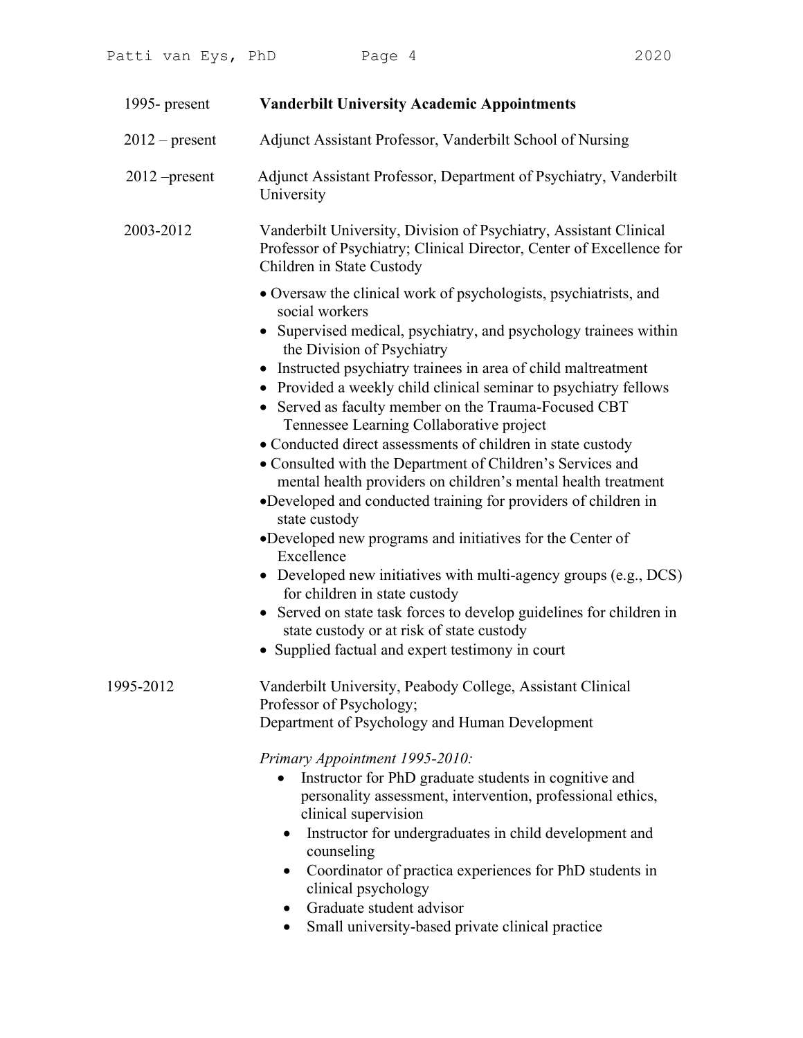1995- present **Vanderbilt University Academic Appointments**

2012 – present Adjunct Assistant Professor, Vanderbilt School of Nursing

2012 –present Adjunct Assistant Professor, Department of Psychiatry, Vanderbilt University

2003-2012 Vanderbilt University, Division of Psychiatry, Assistant Clinical Professor of Psychiatry; Clinical Director, Center of Excellence for Children in State Custody

- Oversaw the clinical work of psychologists, psychiatrists, and social workers
- Supervised medical, psychiatry, and psychology trainees within the Division of Psychiatry
- Instructed psychiatry trainees in area of child maltreatment
- Provided a weekly child clinical seminar to psychiatry fellows
- Served as faculty member on the Trauma-Focused CBT Tennessee Learning Collaborative project
- Conducted direct assessments of children in state custody
- Consulted with the Department of Children's Services and mental health providers on children's mental health treatment
- Developed and conducted training for providers of children in state custody
- Developed new programs and initiatives for the Center of Excellence
- Developed new initiatives with multi-agency groups (e.g., DCS) for children in state custody
- Served on state task forces to develop guidelines for children in state custody or at risk of state custody
- Supplied factual and expert testimony in court

1995-2012 Vanderbilt University, Peabody College, Assistant Clinical Professor of Psychology;
Department of Psychology and Human Development

*Primary Appointment 1995-2010:*

- Instructor for PhD graduate students in cognitive and personality assessment, intervention, professional ethics, clinical supervision
- Instructor for undergraduates in child development and counseling
- Coordinator of practica experiences for PhD students in clinical psychology
- Graduate student advisor
- Small university-based private clinical practice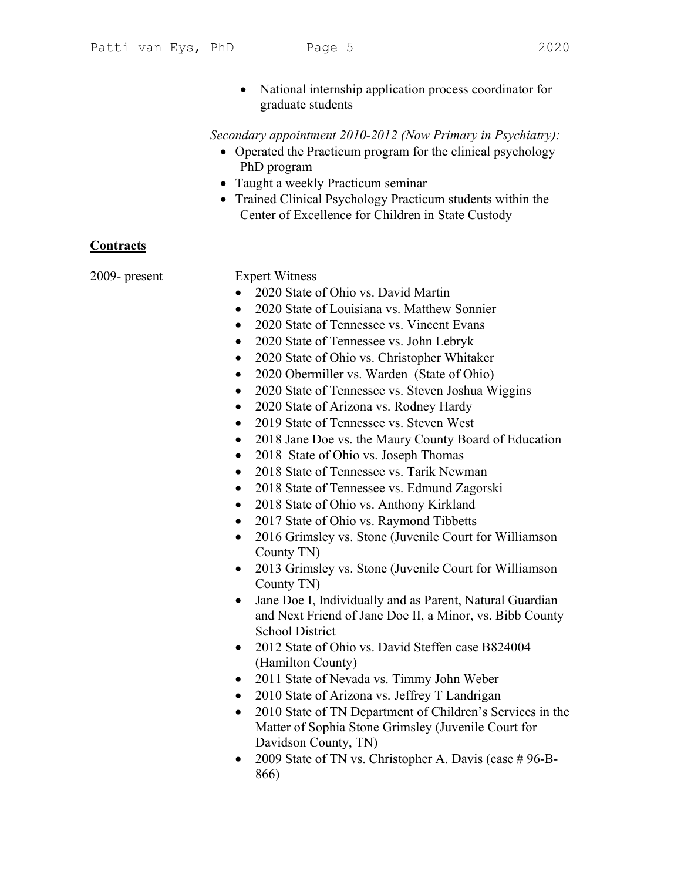- National internship application process coordinator for graduate students

*Secondary appointment 2010-2012 (Now Primary in Psychiatry):*

- Operated the Practicum program for the clinical psychology PhD program
- Taught a weekly Practicum seminar
- Trained Clinical Psychology Practicum students within the Center of Excellence for Children in State Custody

## **Contracts**

2009- present — Expert Witness

- 2020 State of Ohio vs. David Martin
- 2020 State of Louisiana vs. Matthew Sonnier
- 2020 State of Tennessee vs. Vincent Evans
- 2020 State of Tennessee vs. John Lebryk
- 2020 State of Ohio vs. Christopher Whitaker
- 2020 Obermiller vs. Warden (State of Ohio)
- 2020 State of Tennessee vs. Steven Joshua Wiggins
- 2020 State of Arizona vs. Rodney Hardy
- 2019 State of Tennessee vs. Steven West
- 2018 Jane Doe vs. the Maury County Board of Education
- 2018 State of Ohio vs. Joseph Thomas
- 2018 State of Tennessee vs. Tarik Newman
- 2018 State of Tennessee vs. Edmund Zagorski
- 2018 State of Ohio vs. Anthony Kirkland
- 2017 State of Ohio vs. Raymond Tibbetts
- 2016 Grimsley vs. Stone (Juvenile Court for Williamson County TN)
- 2013 Grimsley vs. Stone (Juvenile Court for Williamson County TN)
- Jane Doe I, Individually and as Parent, Natural Guardian and Next Friend of Jane Doe II, a Minor, vs. Bibb County School District
- 2012 State of Ohio vs. David Steffen case B824004 (Hamilton County)
- 2011 State of Nevada vs. Timmy John Weber
- 2010 State of Arizona vs. Jeffrey T Landrigan
- 2010 State of TN Department of Children's Services in the Matter of Sophia Stone Grimsley (Juvenile Court for Davidson County, TN)
- 2009 State of TN vs. Christopher A. Davis (case # 96-B-866)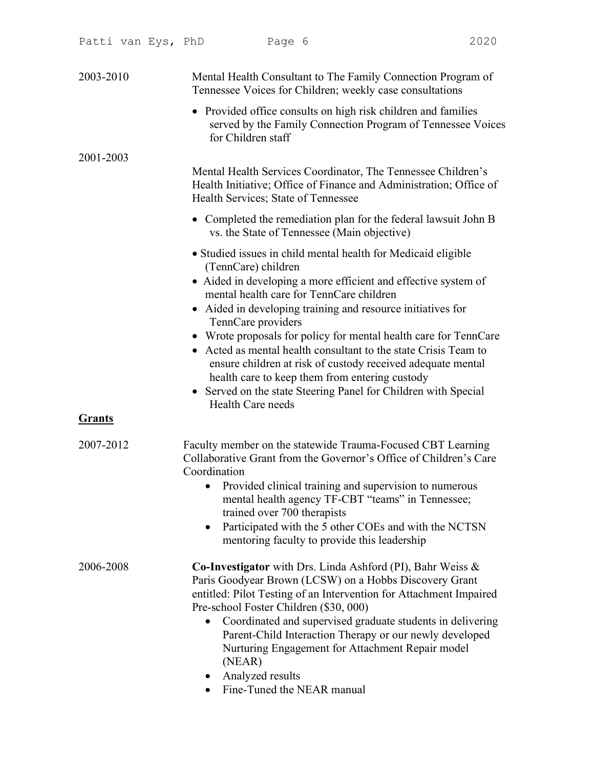2003-2010

Mental Health Consultant to The Family Connection Program of Tennessee Voices for Children; weekly case consultations

- Provided office consults on high risk children and families served by the Family Connection Program of Tennessee Voices for Children staff

2001-2003

Mental Health Services Coordinator, The Tennessee Children's Health Initiative; Office of Finance and Administration; Office of Health Services; State of Tennessee

- Completed the remediation plan for the federal lawsuit John B vs. the State of Tennessee (Main objective)
- Studied issues in child mental health for Medicaid eligible (TennCare) children
- Aided in developing a more efficient and effective system of mental health care for TennCare children
- Aided in developing training and resource initiatives for TennCare providers
- Wrote proposals for policy for mental health care for TennCare
- Acted as mental health consultant to the state Crisis Team to ensure children at risk of custody received adequate mental health care to keep them from entering custody
- Served on the state Steering Panel for Children with Special Health Care needs

## Grants

2007-2012

Faculty member on the statewide Trauma-Focused CBT Learning Collaborative Grant from the Governor's Office of Children's Care Coordination

- Provided clinical training and supervision to numerous mental health agency TF-CBT "teams" in Tennessee; trained over 700 therapists
- Participated with the 5 other COEs and with the NCTSN mentoring faculty to provide this leadership

2006-2008

**Co-Investigator** with Drs. Linda Ashford (PI), Bahr Weiss & Paris Goodyear Brown (LCSW) on a Hobbs Discovery Grant entitled: Pilot Testing of an Intervention for Attachment Impaired Pre-school Foster Children ($30, 000)

- Coordinated and supervised graduate students in delivering Parent-Child Interaction Therapy or our newly developed Nurturing Engagement for Attachment Repair model (NEAR)
- Analyzed results
- Fine-Tuned the NEAR manual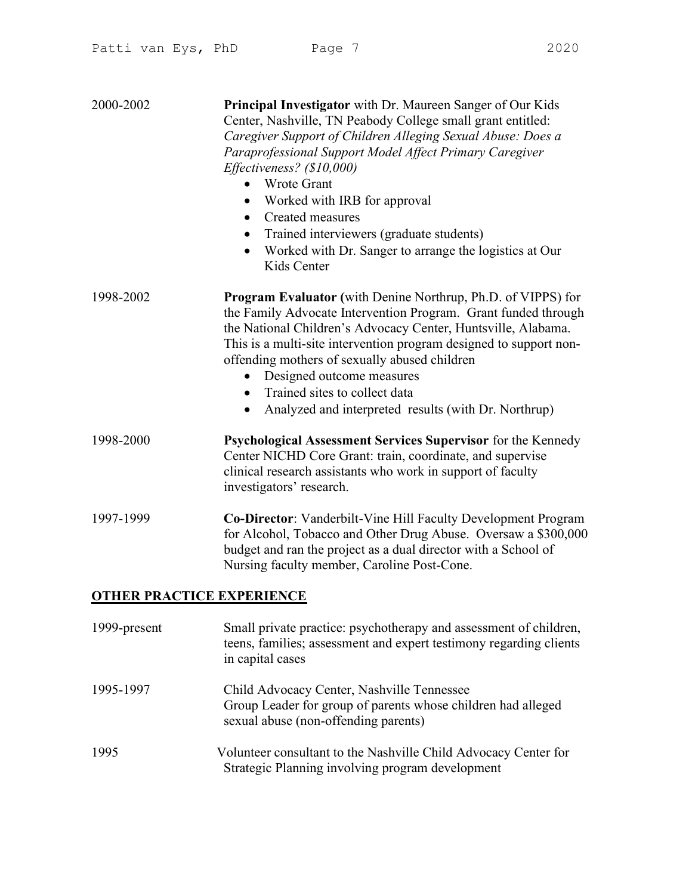2000-2002 **Principal Investigator** with Dr. Maureen Sanger of Our Kids Center, Nashville, TN Peabody College small grant entitled: *Caregiver Support of Children Alleging Sexual Abuse: Does a Paraprofessional Support Model Affect Primary Caregiver Effectiveness? ($10,000)*

- Wrote Grant
- Worked with IRB for approval
- Created measures
- Trained interviewers (graduate students)
- Worked with Dr. Sanger to arrange the logistics at Our Kids Center

1998-2002 **Program Evaluator (**with Denine Northrup, Ph.D. of VIPPS) for the Family Advocate Intervention Program. Grant funded through the National Children's Advocacy Center, Huntsville, Alabama. This is a multi-site intervention program designed to support non-offending mothers of sexually abused children

- Designed outcome measures
- Trained sites to collect data
- Analyzed and interpreted results (with Dr. Northrup)

1998-2000 **Psychological Assessment Services Supervisor** for the Kennedy Center NICHD Core Grant: train, coordinate, and supervise clinical research assistants who work in support of faculty investigators' research.

1997-1999 **Co-Director**: Vanderbilt-Vine Hill Faculty Development Program for Alcohol, Tobacco and Other Drug Abuse. Oversaw a $300,000 budget and ran the project as a dual director with a School of Nursing faculty member, Caroline Post-Cone.

## OTHER PRACTICE EXPERIENCE

1999-present Small private practice: psychotherapy and assessment of children, teens, families; assessment and expert testimony regarding clients in capital cases

1995-1997 Child Advocacy Center, Nashville Tennessee
Group Leader for group of parents whose children had alleged sexual abuse (non-offending parents)

1995 Volunteer consultant to the Nashville Child Advocacy Center for Strategic Planning involving program development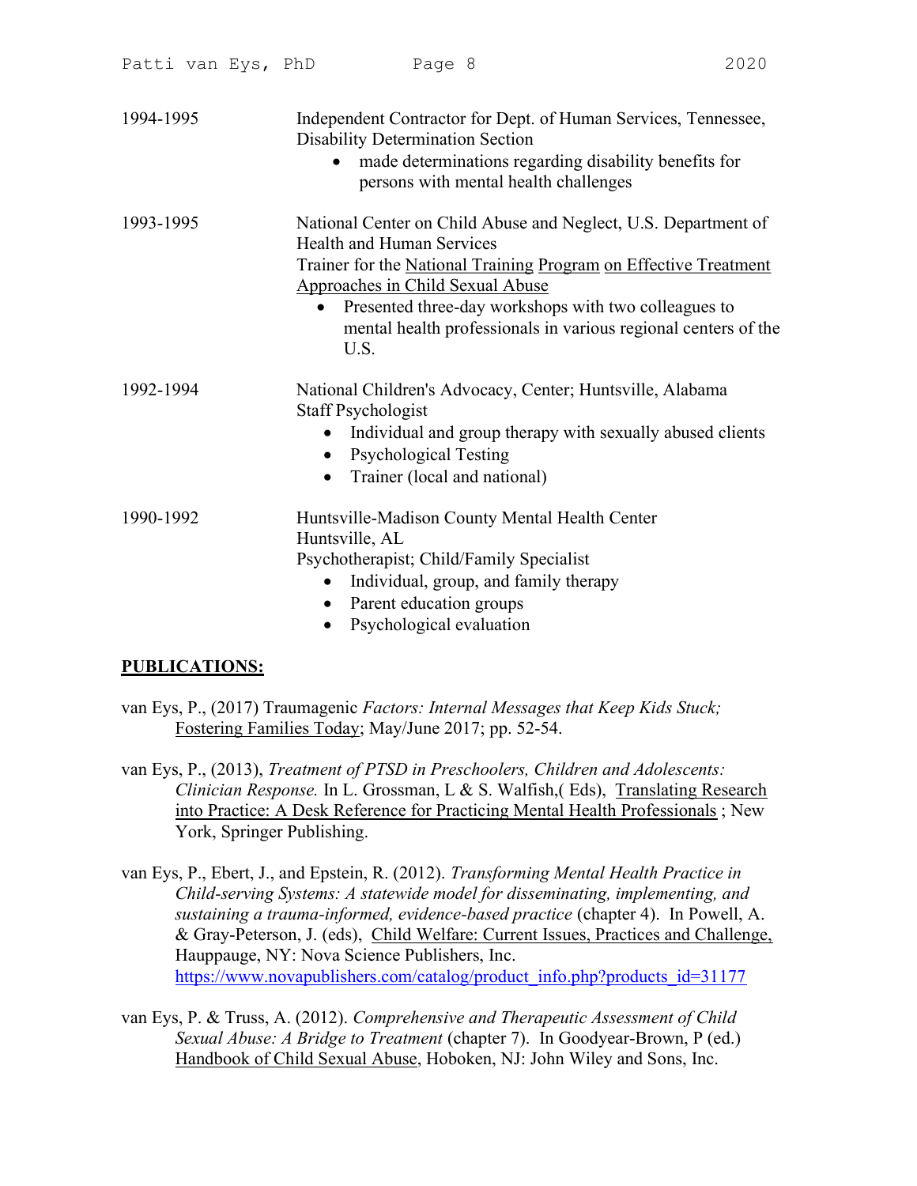1994-1995 Independent Contractor for Dept. of Human Services, Tennessee, Disability Determination Section

- made determinations regarding disability benefits for persons with mental health challenges

1993-1995 National Center on Child Abuse and Neglect, U.S. Department of Health and Human Services
Trainer for the National Training Program on Effective Treatment Approaches in Child Sexual Abuse

- Presented three-day workshops with two colleagues to mental health professionals in various regional centers of the U.S.

1992-1994 National Children's Advocacy, Center; Huntsville, Alabama
Staff Psychologist

- Individual and group therapy with sexually abused clients
- Psychological Testing
- Trainer (local and national)

1990-1992 Huntsville-Madison County Mental Health Center
Huntsville, AL
Psychotherapist; Child/Family Specialist

- Individual, group, and family therapy
- Parent education groups
- Psychological evaluation

## PUBLICATIONS:

van Eys, P., (2017) Traumagenic *Factors: Internal Messages that Keep Kids Stuck;* Fostering Families Today; May/June 2017; pp. 52-54.

van Eys, P., (2013), *Treatment of PTSD in Preschoolers, Children and Adolescents: Clinician Response.* In L. Grossman, L & S. Walfish,( Eds), Translating Research into Practice: A Desk Reference for Practicing Mental Health Professionals ; New York, Springer Publishing.

van Eys, P., Ebert, J., and Epstein, R. (2012). *Transforming Mental Health Practice in Child-serving Systems: A statewide model for disseminating, implementing, and sustaining a trauma-informed, evidence-based practice* (chapter 4). In Powell, A. & Gray-Peterson, J. (eds), Child Welfare: Current Issues, Practices and Challenge, Hauppauge, NY: Nova Science Publishers, Inc. https://www.novapublishers.com/catalog/product_info.php?products_id=31177

van Eys, P. & Truss, A. (2012). *Comprehensive and Therapeutic Assessment of Child Sexual Abuse: A Bridge to Treatment* (chapter 7). In Goodyear-Brown, P (ed.) Handbook of Child Sexual Abuse, Hoboken, NJ: John Wiley and Sons, Inc.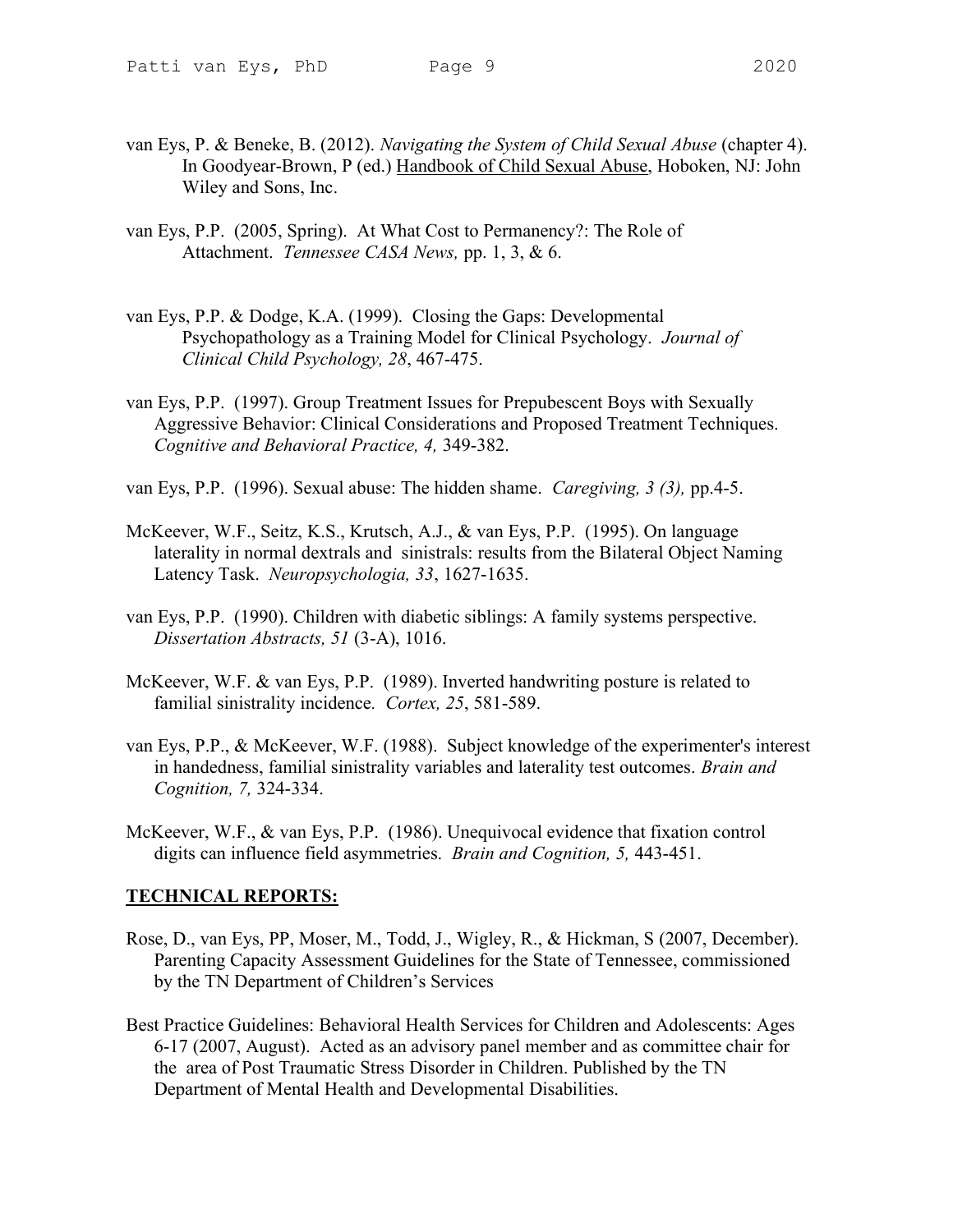van Eys, P. & Beneke, B. (2012). *Navigating the System of Child Sexual Abuse* (chapter 4). In Goodyear-Brown, P (ed.) Handbook of Child Sexual Abuse, Hoboken, NJ: John Wiley and Sons, Inc.

van Eys, P.P. (2005, Spring). At What Cost to Permanency?: The Role of Attachment. *Tennessee CASA News,* pp. 1, 3, & 6.

van Eys, P.P. & Dodge, K.A. (1999). Closing the Gaps: Developmental Psychopathology as a Training Model for Clinical Psychology. *Journal of Clinical Child Psychology, 28*, 467-475.

van Eys, P.P. (1997). Group Treatment Issues for Prepubescent Boys with Sexually Aggressive Behavior: Clinical Considerations and Proposed Treatment Techniques. *Cognitive and Behavioral Practice, 4,* 349-382.

van Eys, P.P. (1996). Sexual abuse: The hidden shame. *Caregiving, 3 (3),* pp.4-5.

McKeever, W.F., Seitz, K.S., Krutsch, A.J., & van Eys, P.P. (1995). On language laterality in normal dextrals and sinistrals: results from the Bilateral Object Naming Latency Task. *Neuropsychologia, 33*, 1627-1635.

van Eys, P.P. (1990). Children with diabetic siblings: A family systems perspective. *Dissertation Abstracts, 51* (3-A), 1016.

McKeever, W.F. & van Eys, P.P. (1989). Inverted handwriting posture is related to familial sinistrality incidence*. Cortex, 25*, 581-589.

van Eys, P.P., & McKeever, W.F. (1988). Subject knowledge of the experimenter's interest in handedness, familial sinistrality variables and laterality test outcomes. *Brain and Cognition, 7,* 324-334.

McKeever, W.F., & van Eys, P.P. (1986). Unequivocal evidence that fixation control digits can influence field asymmetries. *Brain and Cognition, 5,* 443-451.

## TECHNICAL REPORTS:

Rose, D., van Eys, PP, Moser, M., Todd, J., Wigley, R., & Hickman, S (2007, December). Parenting Capacity Assessment Guidelines for the State of Tennessee, commissioned by the TN Department of Children's Services

Best Practice Guidelines: Behavioral Health Services for Children and Adolescents: Ages 6-17 (2007, August). Acted as an advisory panel member and as committee chair for the area of Post Traumatic Stress Disorder in Children. Published by the TN Department of Mental Health and Developmental Disabilities.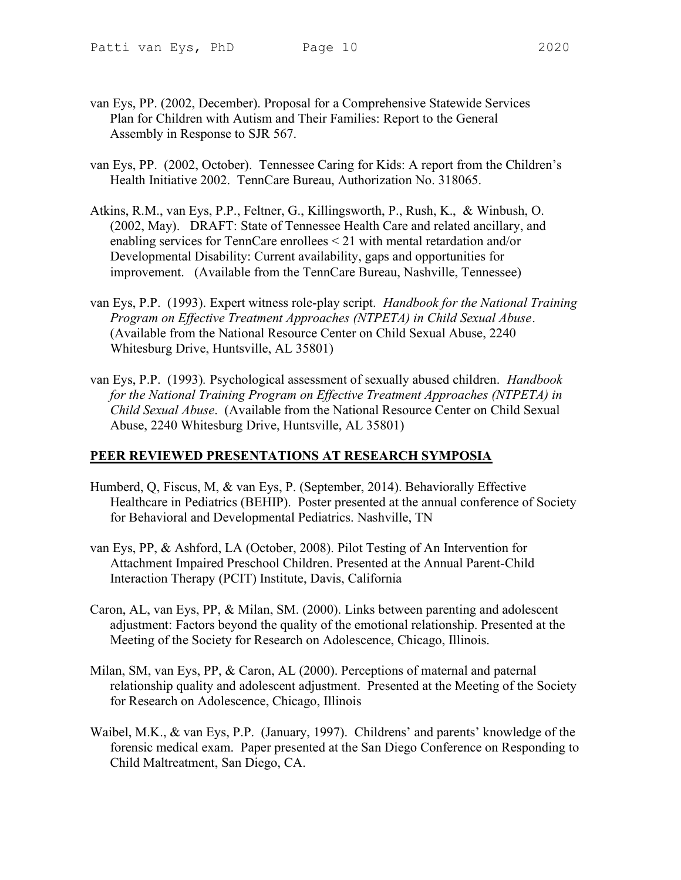van Eys, PP. (2002, December). Proposal for a Comprehensive Statewide Services Plan for Children with Autism and Their Families: Report to the General Assembly in Response to SJR 567.

van Eys, PP. (2002, October). Tennessee Caring for Kids: A report from the Children's Health Initiative 2002. TennCare Bureau, Authorization No. 318065.

Atkins, R.M., van Eys, P.P., Feltner, G., Killingsworth, P., Rush, K., & Winbush, O. (2002, May). DRAFT: State of Tennessee Health Care and related ancillary, and enabling services for TennCare enrollees < 21 with mental retardation and/or Developmental Disability: Current availability, gaps and opportunities for improvement. (Available from the TennCare Bureau, Nashville, Tennessee)

van Eys, P.P. (1993). Expert witness role-play script. *Handbook for the National Training Program on Effective Treatment Approaches (NTPETA) in Child Sexual Abuse*. (Available from the National Resource Center on Child Sexual Abuse, 2240 Whitesburg Drive, Huntsville, AL 35801)

van Eys, P.P. (1993). Psychological assessment of sexually abused children. *Handbook for the National Training Program on Effective Treatment Approaches (NTPETA) in Child Sexual Abuse*. (Available from the National Resource Center on Child Sexual Abuse, 2240 Whitesburg Drive, Huntsville, AL 35801)

## PEER REVIEWED PRESENTATIONS AT RESEARCH SYMPOSIA

Humberd, Q, Fiscus, M, & van Eys, P. (September, 2014). Behaviorally Effective Healthcare in Pediatrics (BEHIP). Poster presented at the annual conference of Society for Behavioral and Developmental Pediatrics. Nashville, TN

van Eys, PP, & Ashford, LA (October, 2008). Pilot Testing of An Intervention for Attachment Impaired Preschool Children. Presented at the Annual Parent-Child Interaction Therapy (PCIT) Institute, Davis, California

Caron, AL, van Eys, PP, & Milan, SM. (2000). Links between parenting and adolescent adjustment: Factors beyond the quality of the emotional relationship. Presented at the Meeting of the Society for Research on Adolescence, Chicago, Illinois.

Milan, SM, van Eys, PP, & Caron, AL (2000). Perceptions of maternal and paternal relationship quality and adolescent adjustment. Presented at the Meeting of the Society for Research on Adolescence, Chicago, Illinois

Waibel, M.K., & van Eys, P.P. (January, 1997). Childrens' and parents' knowledge of the forensic medical exam. Paper presented at the San Diego Conference on Responding to Child Maltreatment, San Diego, CA.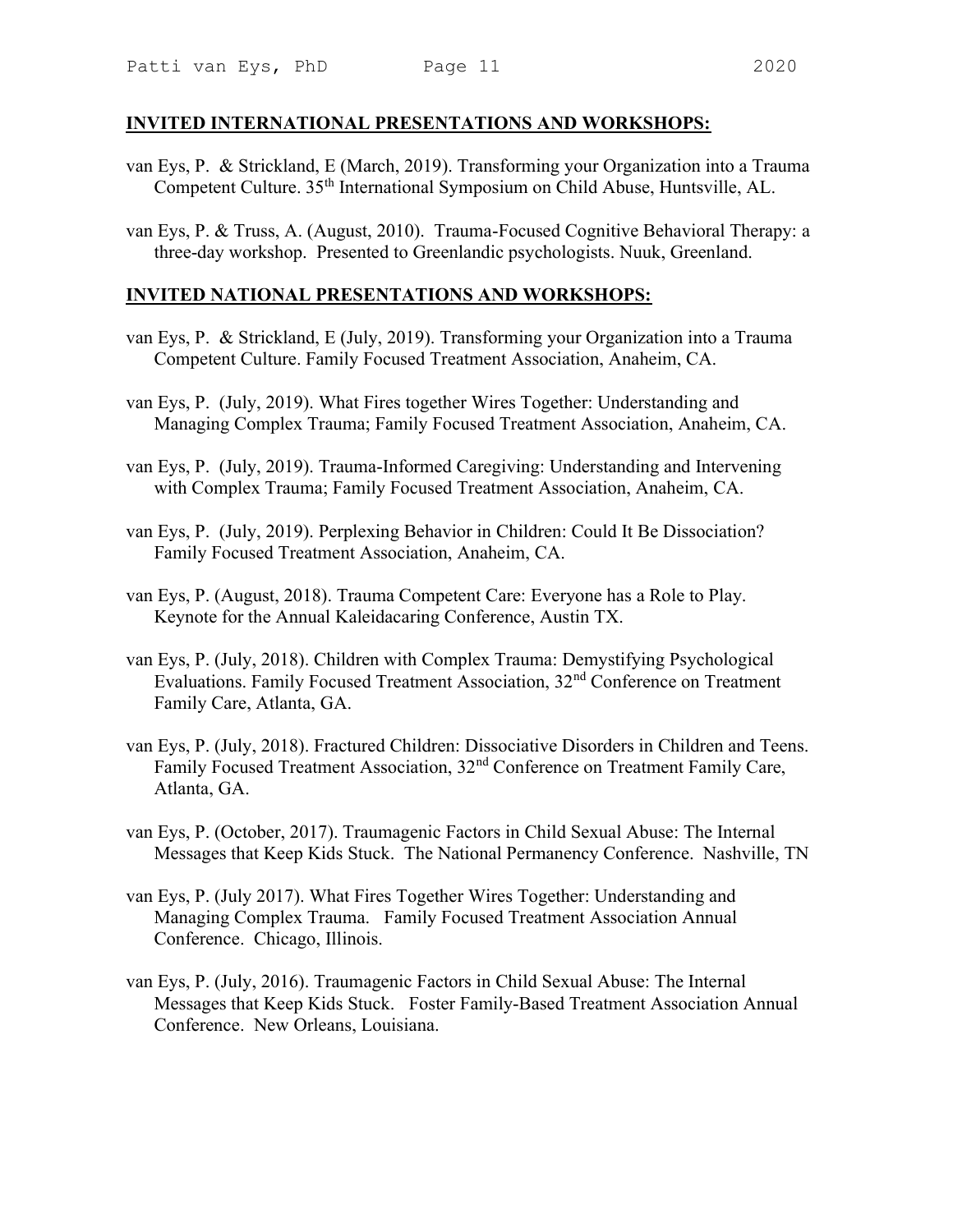## INVITED INTERNATIONAL PRESENTATIONS AND WORKSHOPS:

van Eys, P. & Strickland, E (March, 2019). Transforming your Organization into a Trauma Competent Culture. 35th International Symposium on Child Abuse, Huntsville, AL.

van Eys, P. & Truss, A. (August, 2010). Trauma-Focused Cognitive Behavioral Therapy: a three-day workshop. Presented to Greenlandic psychologists. Nuuk, Greenland.

## INVITED NATIONAL PRESENTATIONS AND WORKSHOPS:

van Eys, P. & Strickland, E (July, 2019). Transforming your Organization into a Trauma Competent Culture. Family Focused Treatment Association, Anaheim, CA.

van Eys, P. (July, 2019). What Fires together Wires Together: Understanding and Managing Complex Trauma; Family Focused Treatment Association, Anaheim, CA.

van Eys, P. (July, 2019). Trauma-Informed Caregiving: Understanding and Intervening with Complex Trauma; Family Focused Treatment Association, Anaheim, CA.

van Eys, P. (July, 2019). Perplexing Behavior in Children: Could It Be Dissociation? Family Focused Treatment Association, Anaheim, CA.

van Eys, P. (August, 2018). Trauma Competent Care: Everyone has a Role to Play. Keynote for the Annual Kaleidacaring Conference, Austin TX.

van Eys, P. (July, 2018). Children with Complex Trauma: Demystifying Psychological Evaluations. Family Focused Treatment Association, 32nd Conference on Treatment Family Care, Atlanta, GA.

van Eys, P. (July, 2018). Fractured Children: Dissociative Disorders in Children and Teens. Family Focused Treatment Association, 32nd Conference on Treatment Family Care, Atlanta, GA.

van Eys, P. (October, 2017). Traumagenic Factors in Child Sexual Abuse: The Internal Messages that Keep Kids Stuck. The National Permanency Conference. Nashville, TN

van Eys, P. (July 2017). What Fires Together Wires Together: Understanding and Managing Complex Trauma. Family Focused Treatment Association Annual Conference. Chicago, Illinois.

van Eys, P. (July, 2016). Traumagenic Factors in Child Sexual Abuse: The Internal Messages that Keep Kids Stuck. Foster Family-Based Treatment Association Annual Conference. New Orleans, Louisiana.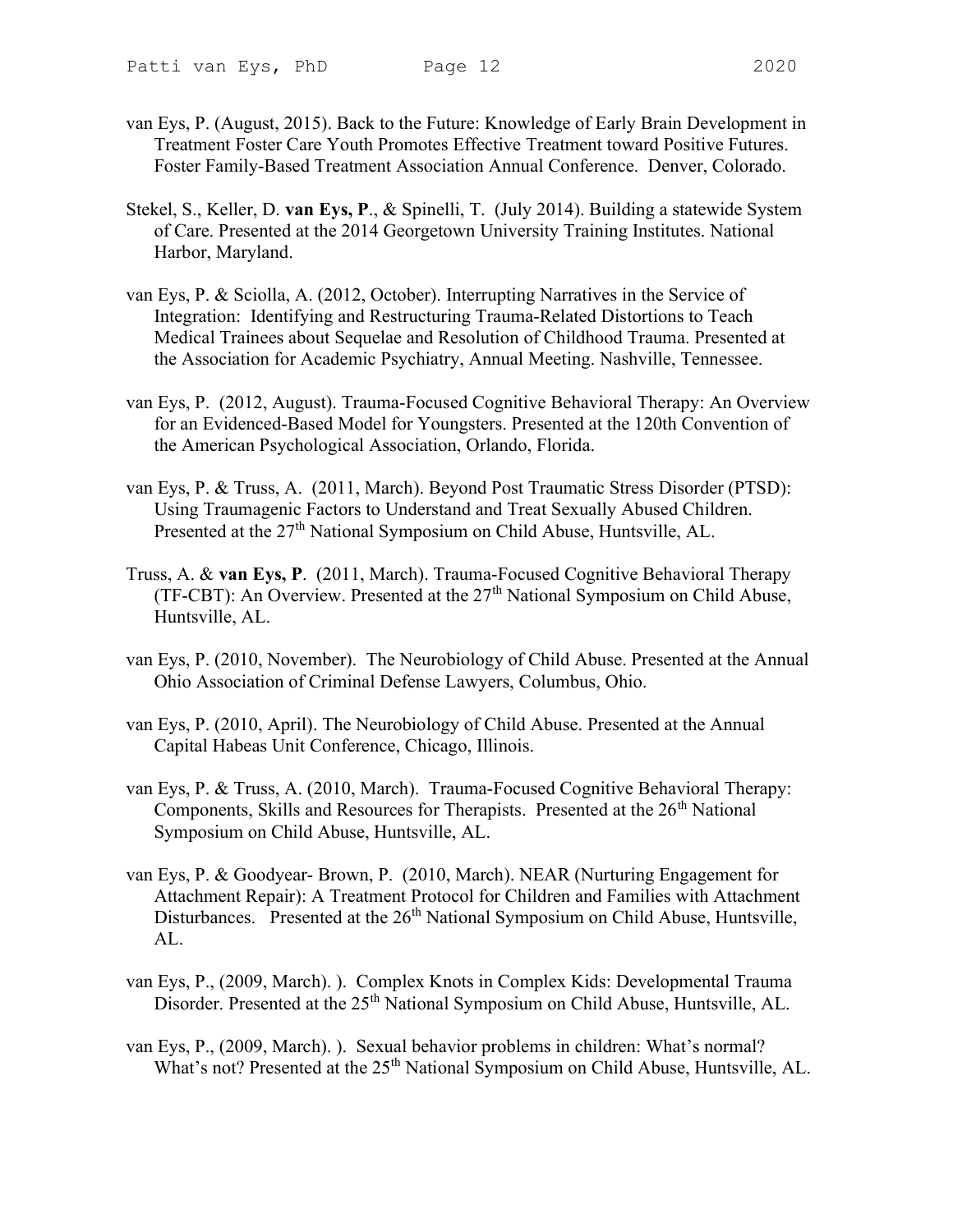van Eys, P. (August, 2015). Back to the Future: Knowledge of Early Brain Development in Treatment Foster Care Youth Promotes Effective Treatment toward Positive Futures. Foster Family-Based Treatment Association Annual Conference. Denver, Colorado.

Stekel, S., Keller, D. **van Eys, P**., & Spinelli, T. (July 2014). Building a statewide System of Care. Presented at the 2014 Georgetown University Training Institutes. National Harbor, Maryland.

van Eys, P. & Sciolla, A. (2012, October). Interrupting Narratives in the Service of Integration: Identifying and Restructuring Trauma-Related Distortions to Teach Medical Trainees about Sequelae and Resolution of Childhood Trauma. Presented at the Association for Academic Psychiatry, Annual Meeting. Nashville, Tennessee.

van Eys, P. (2012, August). Trauma-Focused Cognitive Behavioral Therapy: An Overview for an Evidenced-Based Model for Youngsters. Presented at the 120th Convention of the American Psychological Association, Orlando, Florida.

van Eys, P. & Truss, A. (2011, March). Beyond Post Traumatic Stress Disorder (PTSD): Using Traumagenic Factors to Understand and Treat Sexually Abused Children. Presented at the 27th National Symposium on Child Abuse, Huntsville, AL.

Truss, A. & **van Eys, P**. (2011, March). Trauma-Focused Cognitive Behavioral Therapy (TF-CBT): An Overview. Presented at the 27th National Symposium on Child Abuse, Huntsville, AL.

van Eys, P. (2010, November). The Neurobiology of Child Abuse. Presented at the Annual Ohio Association of Criminal Defense Lawyers, Columbus, Ohio.

van Eys, P. (2010, April). The Neurobiology of Child Abuse. Presented at the Annual Capital Habeas Unit Conference, Chicago, Illinois.

van Eys, P. & Truss, A. (2010, March). Trauma-Focused Cognitive Behavioral Therapy: Components, Skills and Resources for Therapists. Presented at the 26th National Symposium on Child Abuse, Huntsville, AL.

van Eys, P. & Goodyear- Brown, P. (2010, March). NEAR (Nurturing Engagement for Attachment Repair): A Treatment Protocol for Children and Families with Attachment Disturbances. Presented at the 26th National Symposium on Child Abuse, Huntsville, AL.

van Eys, P., (2009, March). ). Complex Knots in Complex Kids: Developmental Trauma Disorder. Presented at the 25th National Symposium on Child Abuse, Huntsville, AL.

van Eys, P., (2009, March). ). Sexual behavior problems in children: What's normal? What's not? Presented at the 25th National Symposium on Child Abuse, Huntsville, AL.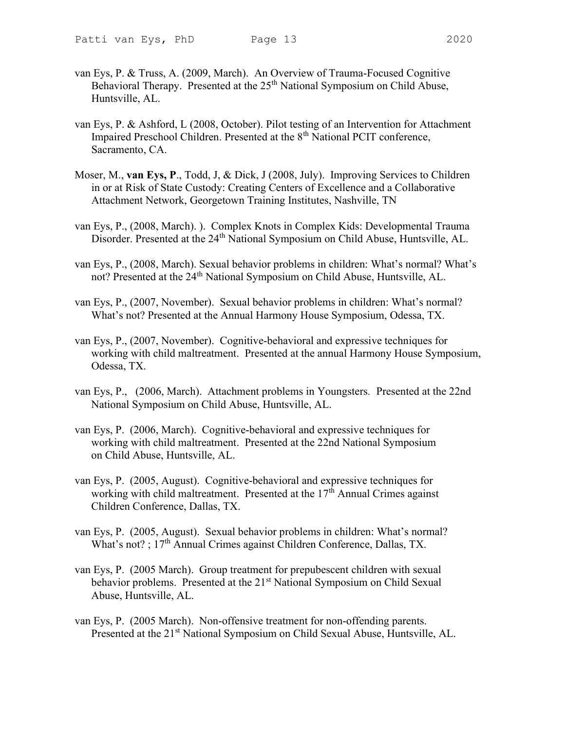van Eys, P. & Truss, A. (2009, March). An Overview of Trauma-Focused Cognitive Behavioral Therapy. Presented at the 25th National Symposium on Child Abuse, Huntsville, AL.

van Eys, P. & Ashford, L (2008, October). Pilot testing of an Intervention for Attachment Impaired Preschool Children. Presented at the 8th National PCIT conference, Sacramento, CA.

Moser, M., **van Eys, P**., Todd, J, & Dick, J (2008, July). Improving Services to Children in or at Risk of State Custody: Creating Centers of Excellence and a Collaborative Attachment Network, Georgetown Training Institutes, Nashville, TN

van Eys, P., (2008, March). ). Complex Knots in Complex Kids: Developmental Trauma Disorder. Presented at the 24th National Symposium on Child Abuse, Huntsville, AL.

van Eys, P., (2008, March). Sexual behavior problems in children: What's normal? What's not? Presented at the 24th National Symposium on Child Abuse, Huntsville, AL.

van Eys, P., (2007, November). Sexual behavior problems in children: What's normal? What's not? Presented at the Annual Harmony House Symposium, Odessa, TX.

van Eys, P., (2007, November). Cognitive-behavioral and expressive techniques for working with child maltreatment. Presented at the annual Harmony House Symposium, Odessa, TX.

van Eys, P., (2006, March). Attachment problems in Youngsters. Presented at the 22nd National Symposium on Child Abuse, Huntsville, AL.

van Eys, P. (2006, March). Cognitive-behavioral and expressive techniques for working with child maltreatment. Presented at the 22nd National Symposium on Child Abuse, Huntsville, AL.

van Eys, P. (2005, August). Cognitive-behavioral and expressive techniques for working with child maltreatment. Presented at the 17th Annual Crimes against Children Conference, Dallas, TX.

van Eys, P. (2005, August). Sexual behavior problems in children: What's normal? What's not? ; 17th Annual Crimes against Children Conference, Dallas, TX.

van Eys, P. (2005 March). Group treatment for prepubescent children with sexual behavior problems. Presented at the 21st National Symposium on Child Sexual Abuse, Huntsville, AL.

van Eys, P. (2005 March). Non-offensive treatment for non-offending parents. Presented at the 21st National Symposium on Child Sexual Abuse, Huntsville, AL.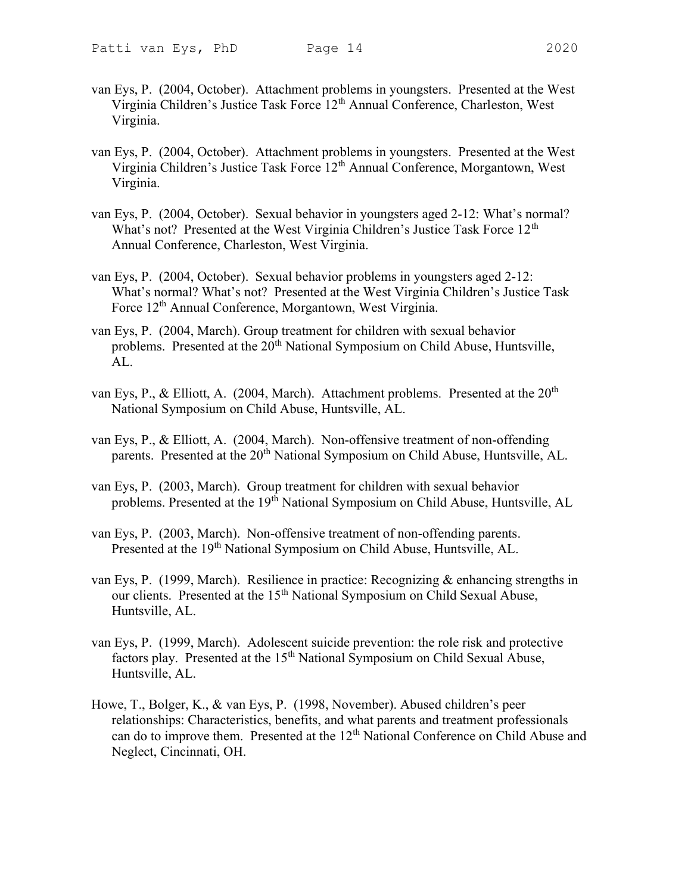van Eys, P. (2004, October). Attachment problems in youngsters. Presented at the West Virginia Children's Justice Task Force 12th Annual Conference, Charleston, West Virginia.

van Eys, P. (2004, October). Attachment problems in youngsters. Presented at the West Virginia Children's Justice Task Force 12th Annual Conference, Morgantown, West Virginia.

van Eys, P. (2004, October). Sexual behavior in youngsters aged 2-12: What's normal? What's not? Presented at the West Virginia Children's Justice Task Force 12th Annual Conference, Charleston, West Virginia.

van Eys, P. (2004, October). Sexual behavior problems in youngsters aged 2-12: What's normal? What's not? Presented at the West Virginia Children's Justice Task Force 12th Annual Conference, Morgantown, West Virginia.

van Eys, P. (2004, March). Group treatment for children with sexual behavior problems. Presented at the 20th National Symposium on Child Abuse, Huntsville, AL.

van Eys, P., & Elliott, A. (2004, March). Attachment problems. Presented at the 20th National Symposium on Child Abuse, Huntsville, AL.

van Eys, P., & Elliott, A. (2004, March). Non-offensive treatment of non-offending parents. Presented at the 20th National Symposium on Child Abuse, Huntsville, AL.

van Eys, P. (2003, March). Group treatment for children with sexual behavior problems. Presented at the 19th National Symposium on Child Abuse, Huntsville, AL

van Eys, P. (2003, March). Non-offensive treatment of non-offending parents. Presented at the 19th National Symposium on Child Abuse, Huntsville, AL.

van Eys, P. (1999, March). Resilience in practice: Recognizing & enhancing strengths in our clients. Presented at the 15th National Symposium on Child Sexual Abuse, Huntsville, AL.

van Eys, P. (1999, March). Adolescent suicide prevention: the role risk and protective factors play. Presented at the 15th National Symposium on Child Sexual Abuse, Huntsville, AL.

Howe, T., Bolger, K., & van Eys, P. (1998, November). Abused children's peer relationships: Characteristics, benefits, and what parents and treatment professionals can do to improve them. Presented at the 12th National Conference on Child Abuse and Neglect, Cincinnati, OH.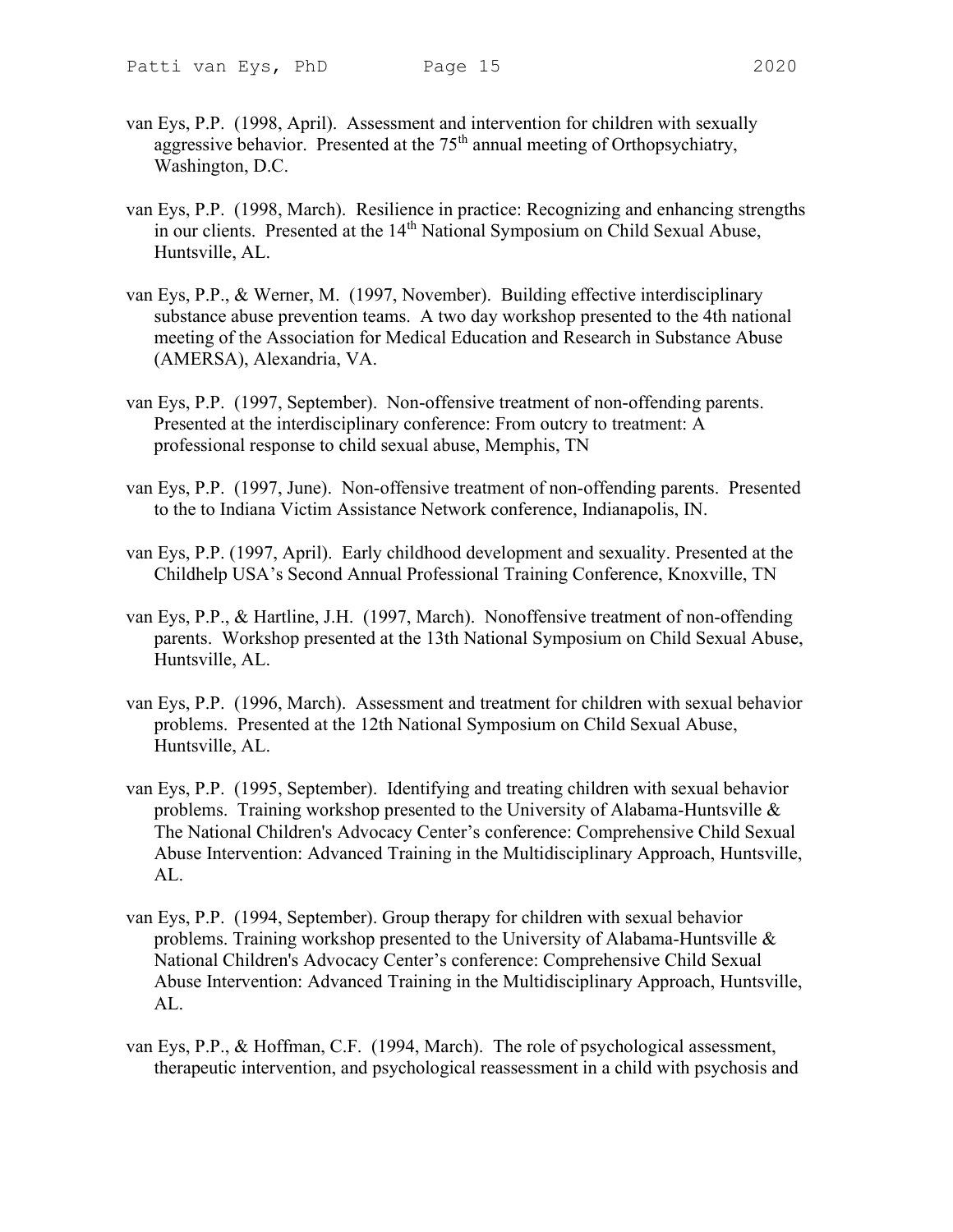van Eys, P.P. (1998, April). Assessment and intervention for children with sexually aggressive behavior. Presented at the 75th annual meeting of Orthopsychiatry, Washington, D.C.

van Eys, P.P. (1998, March). Resilience in practice: Recognizing and enhancing strengths in our clients. Presented at the 14th National Symposium on Child Sexual Abuse, Huntsville, AL.

van Eys, P.P., & Werner, M. (1997, November). Building effective interdisciplinary substance abuse prevention teams. A two day workshop presented to the 4th national meeting of the Association for Medical Education and Research in Substance Abuse (AMERSA), Alexandria, VA.

van Eys, P.P. (1997, September). Non-offensive treatment of non-offending parents. Presented at the interdisciplinary conference: From outcry to treatment: A professional response to child sexual abuse, Memphis, TN

van Eys, P.P. (1997, June). Non-offensive treatment of non-offending parents. Presented to the to Indiana Victim Assistance Network conference, Indianapolis, IN.

van Eys, P.P. (1997, April). Early childhood development and sexuality. Presented at the Childhelp USA's Second Annual Professional Training Conference, Knoxville, TN

van Eys, P.P., & Hartline, J.H. (1997, March). Nonoffensive treatment of non-offending parents. Workshop presented at the 13th National Symposium on Child Sexual Abuse, Huntsville, AL.

van Eys, P.P. (1996, March). Assessment and treatment for children with sexual behavior problems. Presented at the 12th National Symposium on Child Sexual Abuse, Huntsville, AL.

van Eys, P.P. (1995, September). Identifying and treating children with sexual behavior problems. Training workshop presented to the University of Alabama-Huntsville & The National Children's Advocacy Center's conference: Comprehensive Child Sexual Abuse Intervention: Advanced Training in the Multidisciplinary Approach, Huntsville, AL.

van Eys, P.P. (1994, September). Group therapy for children with sexual behavior problems. Training workshop presented to the University of Alabama-Huntsville & National Children's Advocacy Center's conference: Comprehensive Child Sexual Abuse Intervention: Advanced Training in the Multidisciplinary Approach, Huntsville, AL.

van Eys, P.P., & Hoffman, C.F. (1994, March). The role of psychological assessment, therapeutic intervention, and psychological reassessment in a child with psychosis and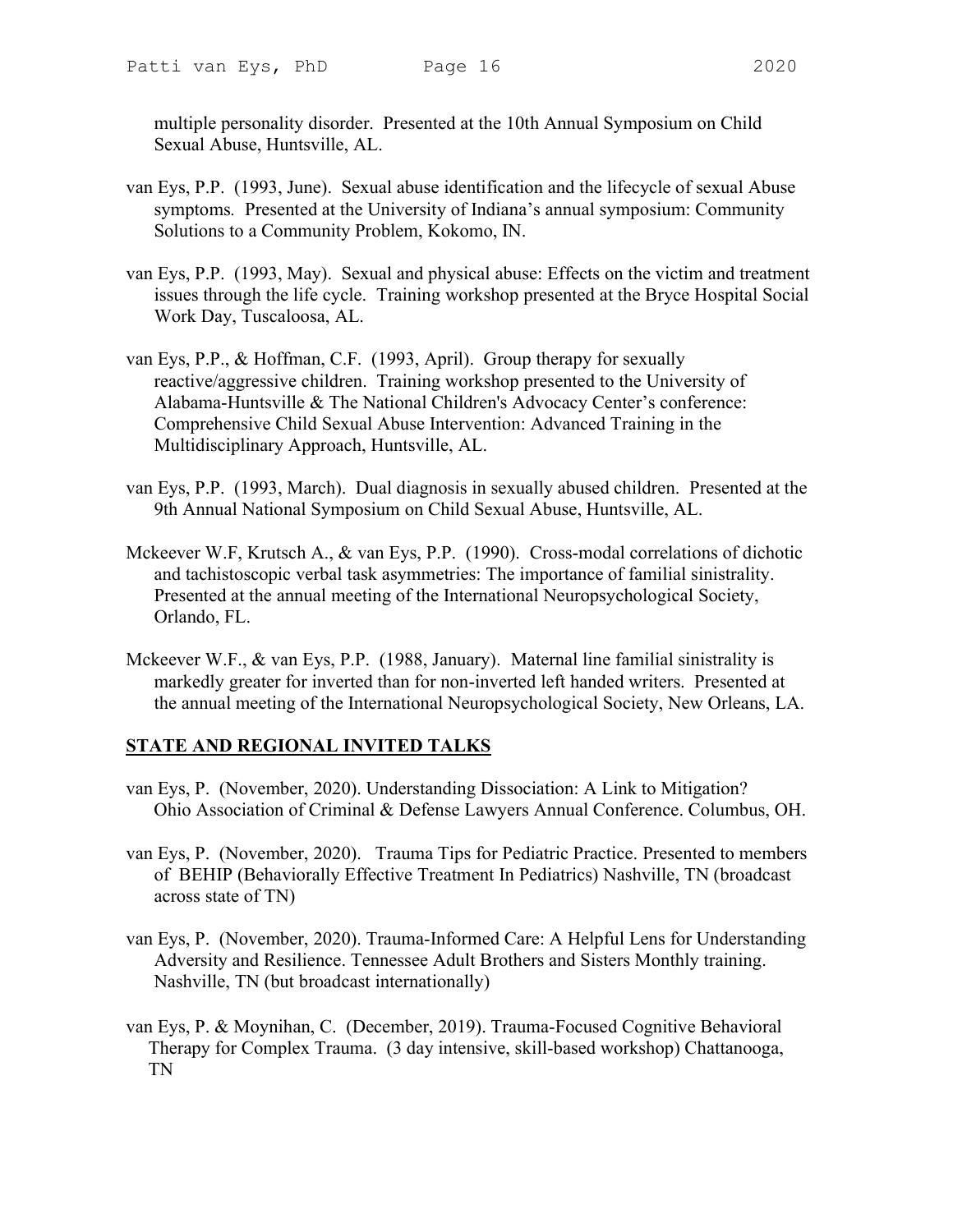multiple personality disorder. Presented at the 10th Annual Symposium on Child Sexual Abuse, Huntsville, AL.

van Eys, P.P. (1993, June). Sexual abuse identification and the lifecycle of sexual Abuse symptoms. Presented at the University of Indiana's annual symposium: Community Solutions to a Community Problem, Kokomo, IN.

van Eys, P.P. (1993, May). Sexual and physical abuse: Effects on the victim and treatment issues through the life cycle. Training workshop presented at the Bryce Hospital Social Work Day, Tuscaloosa, AL.

van Eys, P.P., & Hoffman, C.F. (1993, April). Group therapy for sexually reactive/aggressive children. Training workshop presented to the University of Alabama-Huntsville & The National Children's Advocacy Center's conference: Comprehensive Child Sexual Abuse Intervention: Advanced Training in the Multidisciplinary Approach, Huntsville, AL.

van Eys, P.P. (1993, March). Dual diagnosis in sexually abused children. Presented at the 9th Annual National Symposium on Child Sexual Abuse, Huntsville, AL.

Mckeever W.F, Krutsch A., & van Eys, P.P. (1990). Cross-modal correlations of dichotic and tachistoscopic verbal task asymmetries: The importance of familial sinistrality. Presented at the annual meeting of the International Neuropsychological Society, Orlando, FL.

Mckeever W.F., & van Eys, P.P. (1988, January). Maternal line familial sinistrality is markedly greater for inverted than for non-inverted left handed writers. Presented at the annual meeting of the International Neuropsychological Society, New Orleans, LA.

## STATE AND REGIONAL INVITED TALKS

van Eys, P. (November, 2020). Understanding Dissociation: A Link to Mitigation? Ohio Association of Criminal & Defense Lawyers Annual Conference. Columbus, OH.

van Eys, P. (November, 2020). Trauma Tips for Pediatric Practice. Presented to members of BEHIP (Behaviorally Effective Treatment In Pediatrics) Nashville, TN (broadcast across state of TN)

van Eys, P. (November, 2020). Trauma-Informed Care: A Helpful Lens for Understanding Adversity and Resilience. Tennessee Adult Brothers and Sisters Monthly training. Nashville, TN (but broadcast internationally)

van Eys, P. & Moynihan, C. (December, 2019). Trauma-Focused Cognitive Behavioral Therapy for Complex Trauma. (3 day intensive, skill-based workshop) Chattanooga, TN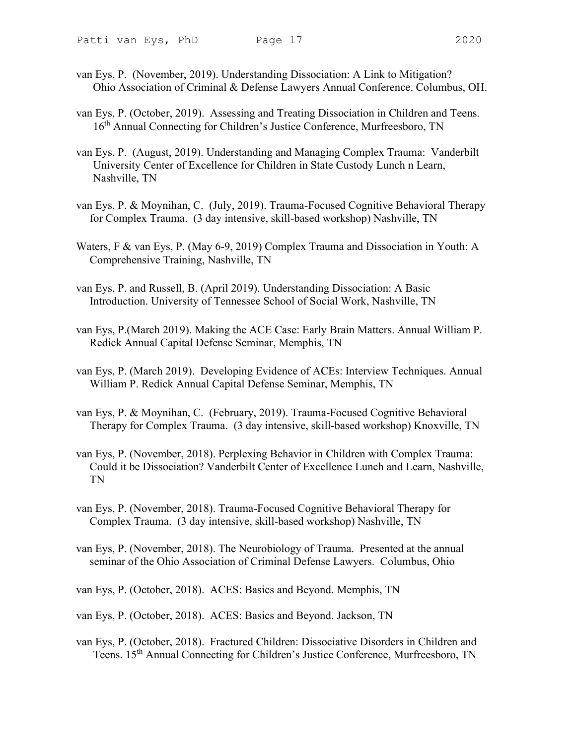van Eys, P. (November, 2019). Understanding Dissociation: A Link to Mitigation? Ohio Association of Criminal & Defense Lawyers Annual Conference. Columbus, OH.

van Eys, P. (October, 2019). Assessing and Treating Dissociation in Children and Teens. 16th Annual Connecting for Children's Justice Conference, Murfreesboro, TN

van Eys, P. (August, 2019). Understanding and Managing Complex Trauma: Vanderbilt University Center of Excellence for Children in State Custody Lunch n Learn, Nashville, TN

van Eys, P. & Moynihan, C. (July, 2019). Trauma-Focused Cognitive Behavioral Therapy for Complex Trauma. (3 day intensive, skill-based workshop) Nashville, TN

Waters, F & van Eys, P. (May 6-9, 2019) Complex Trauma and Dissociation in Youth: A Comprehensive Training, Nashville, TN

van Eys, P. and Russell, B. (April 2019). Understanding Dissociation: A Basic Introduction. University of Tennessee School of Social Work, Nashville, TN

van Eys, P.(March 2019). Making the ACE Case: Early Brain Matters. Annual William P. Redick Annual Capital Defense Seminar, Memphis, TN

van Eys, P. (March 2019). Developing Evidence of ACEs: Interview Techniques. Annual William P. Redick Annual Capital Defense Seminar, Memphis, TN

van Eys, P. & Moynihan, C. (February, 2019). Trauma-Focused Cognitive Behavioral Therapy for Complex Trauma. (3 day intensive, skill-based workshop) Knoxville, TN

van Eys, P. (November, 2018). Perplexing Behavior in Children with Complex Trauma: Could it be Dissociation? Vanderbilt Center of Excellence Lunch and Learn, Nashville, TN

van Eys, P. (November, 2018). Trauma-Focused Cognitive Behavioral Therapy for Complex Trauma. (3 day intensive, skill-based workshop) Nashville, TN

van Eys, P. (November, 2018). The Neurobiology of Trauma. Presented at the annual seminar of the Ohio Association of Criminal Defense Lawyers. Columbus, Ohio

van Eys, P. (October, 2018). ACES: Basics and Beyond. Memphis, TN

van Eys, P. (October, 2018). ACES: Basics and Beyond. Jackson, TN

van Eys, P. (October, 2018). Fractured Children: Dissociative Disorders in Children and Teens. 15th Annual Connecting for Children's Justice Conference, Murfreesboro, TN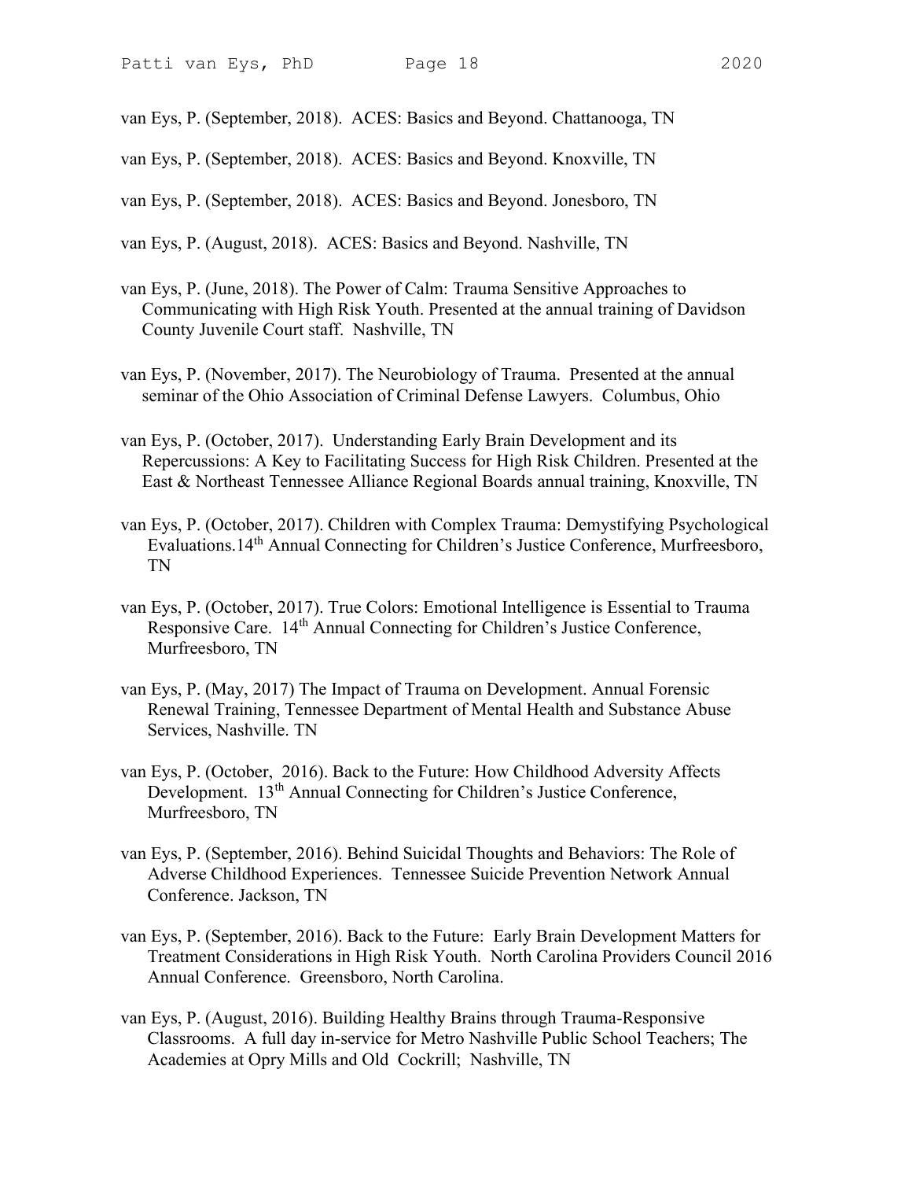van Eys, P. (September, 2018). ACES: Basics and Beyond. Chattanooga, TN

van Eys, P. (September, 2018). ACES: Basics and Beyond. Knoxville, TN

van Eys, P. (September, 2018). ACES: Basics and Beyond. Jonesboro, TN

van Eys, P. (August, 2018). ACES: Basics and Beyond. Nashville, TN

van Eys, P. (June, 2018). The Power of Calm: Trauma Sensitive Approaches to Communicating with High Risk Youth. Presented at the annual training of Davidson County Juvenile Court staff. Nashville, TN

van Eys, P. (November, 2017). The Neurobiology of Trauma. Presented at the annual seminar of the Ohio Association of Criminal Defense Lawyers. Columbus, Ohio

van Eys, P. (October, 2017). Understanding Early Brain Development and its Repercussions: A Key to Facilitating Success for High Risk Children. Presented at the East & Northeast Tennessee Alliance Regional Boards annual training, Knoxville, TN

van Eys, P. (October, 2017). Children with Complex Trauma: Demystifying Psychological Evaluations.14th Annual Connecting for Children's Justice Conference, Murfreesboro, TN

van Eys, P. (October, 2017). True Colors: Emotional Intelligence is Essential to Trauma Responsive Care. 14th Annual Connecting for Children's Justice Conference, Murfreesboro, TN

van Eys, P. (May, 2017) The Impact of Trauma on Development. Annual Forensic Renewal Training, Tennessee Department of Mental Health and Substance Abuse Services, Nashville. TN

van Eys, P. (October, 2016). Back to the Future: How Childhood Adversity Affects Development. 13th Annual Connecting for Children's Justice Conference, Murfreesboro, TN

van Eys, P. (September, 2016). Behind Suicidal Thoughts and Behaviors: The Role of Adverse Childhood Experiences. Tennessee Suicide Prevention Network Annual Conference. Jackson, TN

van Eys, P. (September, 2016). Back to the Future: Early Brain Development Matters for Treatment Considerations in High Risk Youth. North Carolina Providers Council 2016 Annual Conference. Greensboro, North Carolina.

van Eys, P. (August, 2016). Building Healthy Brains through Trauma-Responsive Classrooms. A full day in-service for Metro Nashville Public School Teachers; The Academies at Opry Mills and Old Cockrill; Nashville, TN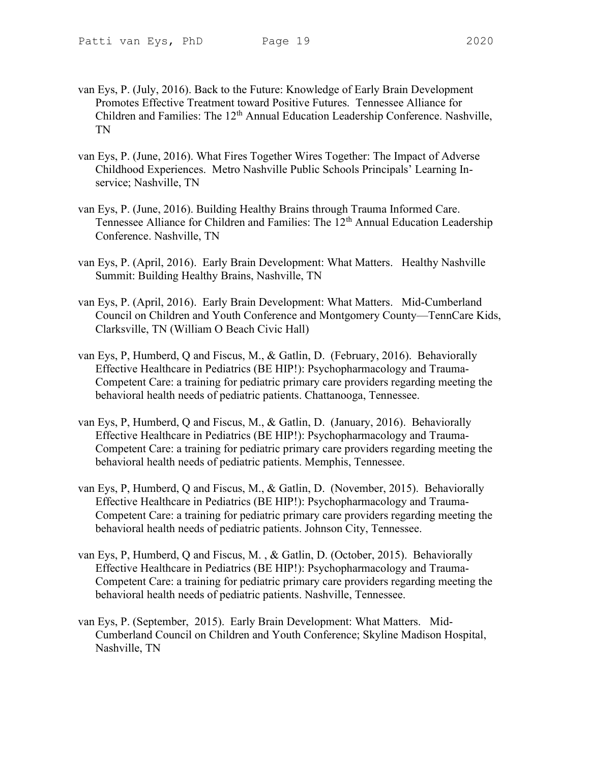van Eys, P. (July, 2016). Back to the Future: Knowledge of Early Brain Development Promotes Effective Treatment toward Positive Futures. Tennessee Alliance for Children and Families: The 12th Annual Education Leadership Conference. Nashville, TN

van Eys, P. (June, 2016). What Fires Together Wires Together: The Impact of Adverse Childhood Experiences. Metro Nashville Public Schools Principals' Learning In-service; Nashville, TN

van Eys, P. (June, 2016). Building Healthy Brains through Trauma Informed Care. Tennessee Alliance for Children and Families: The 12th Annual Education Leadership Conference. Nashville, TN

van Eys, P. (April, 2016). Early Brain Development: What Matters. Healthy Nashville Summit: Building Healthy Brains, Nashville, TN

van Eys, P. (April, 2016). Early Brain Development: What Matters. Mid-Cumberland Council on Children and Youth Conference and Montgomery County—TennCare Kids, Clarksville, TN (William O Beach Civic Hall)

van Eys, P, Humberd, Q and Fiscus, M., & Gatlin, D. (February, 2016). Behaviorally Effective Healthcare in Pediatrics (BE HIP!): Psychopharmacology and Trauma-Competent Care: a training for pediatric primary care providers regarding meeting the behavioral health needs of pediatric patients. Chattanooga, Tennessee.

van Eys, P, Humberd, Q and Fiscus, M., & Gatlin, D. (January, 2016). Behaviorally Effective Healthcare in Pediatrics (BE HIP!): Psychopharmacology and Trauma-Competent Care: a training for pediatric primary care providers regarding meeting the behavioral health needs of pediatric patients. Memphis, Tennessee.

van Eys, P, Humberd, Q and Fiscus, M., & Gatlin, D. (November, 2015). Behaviorally Effective Healthcare in Pediatrics (BE HIP!): Psychopharmacology and Trauma-Competent Care: a training for pediatric primary care providers regarding meeting the behavioral health needs of pediatric patients. Johnson City, Tennessee.

van Eys, P, Humberd, Q and Fiscus, M. , & Gatlin, D. (October, 2015). Behaviorally Effective Healthcare in Pediatrics (BE HIP!): Psychopharmacology and Trauma-Competent Care: a training for pediatric primary care providers regarding meeting the behavioral health needs of pediatric patients. Nashville, Tennessee.

van Eys, P. (September, 2015). Early Brain Development: What Matters. Mid-Cumberland Council on Children and Youth Conference; Skyline Madison Hospital, Nashville, TN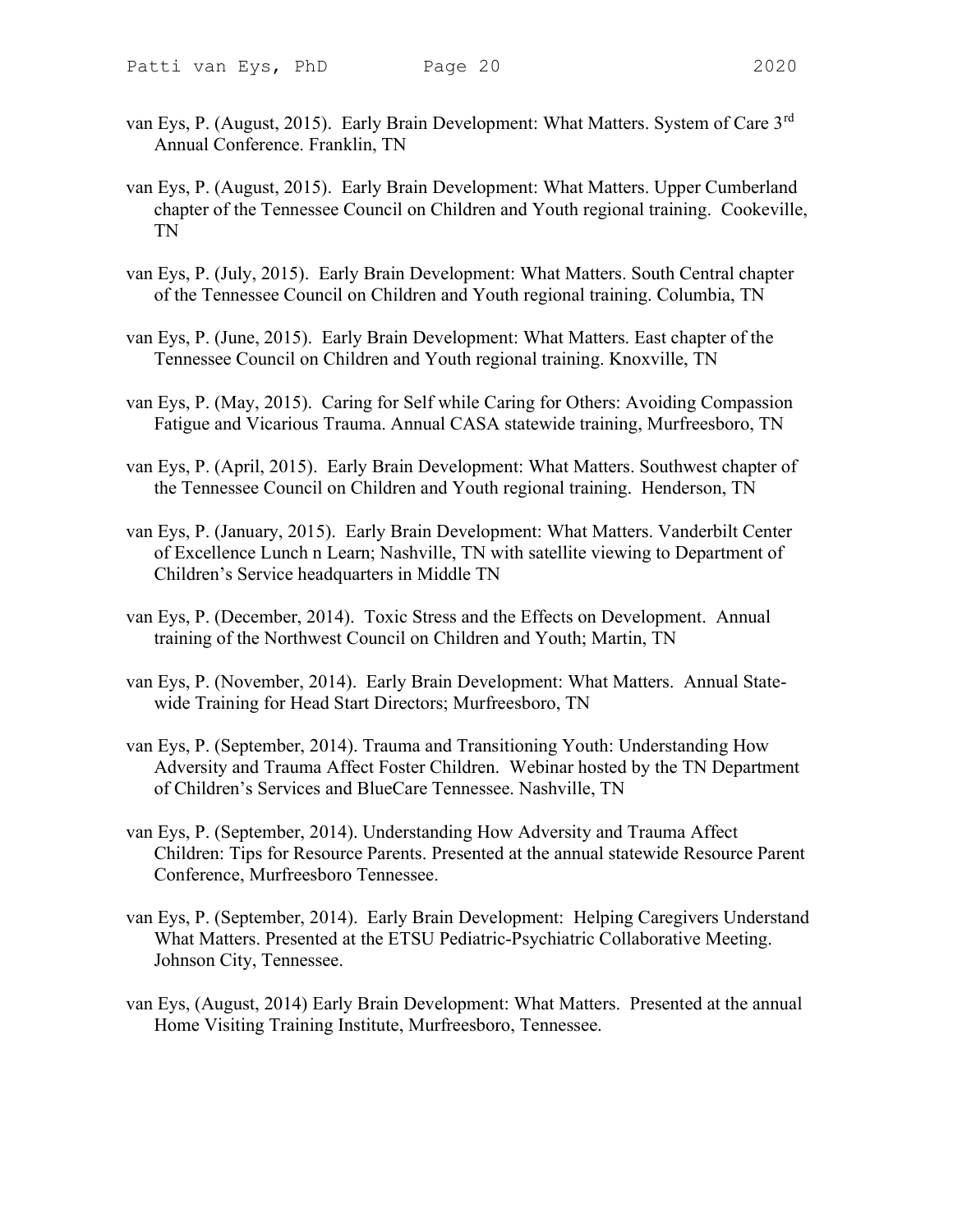van Eys, P. (August, 2015). Early Brain Development: What Matters. System of Care 3rd Annual Conference. Franklin, TN

van Eys, P. (August, 2015). Early Brain Development: What Matters. Upper Cumberland chapter of the Tennessee Council on Children and Youth regional training. Cookeville, TN

van Eys, P. (July, 2015). Early Brain Development: What Matters. South Central chapter of the Tennessee Council on Children and Youth regional training. Columbia, TN

van Eys, P. (June, 2015). Early Brain Development: What Matters. East chapter of the Tennessee Council on Children and Youth regional training. Knoxville, TN

van Eys, P. (May, 2015). Caring for Self while Caring for Others: Avoiding Compassion Fatigue and Vicarious Trauma. Annual CASA statewide training, Murfreesboro, TN

van Eys, P. (April, 2015). Early Brain Development: What Matters. Southwest chapter of the Tennessee Council on Children and Youth regional training. Henderson, TN

van Eys, P. (January, 2015). Early Brain Development: What Matters. Vanderbilt Center of Excellence Lunch n Learn; Nashville, TN with satellite viewing to Department of Children's Service headquarters in Middle TN

van Eys, P. (December, 2014). Toxic Stress and the Effects on Development. Annual training of the Northwest Council on Children and Youth; Martin, TN

van Eys, P. (November, 2014). Early Brain Development: What Matters. Annual State-wide Training for Head Start Directors; Murfreesboro, TN

van Eys, P. (September, 2014). Trauma and Transitioning Youth: Understanding How Adversity and Trauma Affect Foster Children. Webinar hosted by the TN Department of Children's Services and BlueCare Tennessee. Nashville, TN

van Eys, P. (September, 2014). Understanding How Adversity and Trauma Affect Children: Tips for Resource Parents. Presented at the annual statewide Resource Parent Conference, Murfreesboro Tennessee.

van Eys, P. (September, 2014). Early Brain Development: Helping Caregivers Understand What Matters. Presented at the ETSU Pediatric-Psychiatric Collaborative Meeting. Johnson City, Tennessee.

van Eys, (August, 2014) Early Brain Development: What Matters. Presented at the annual Home Visiting Training Institute, Murfreesboro, Tennessee.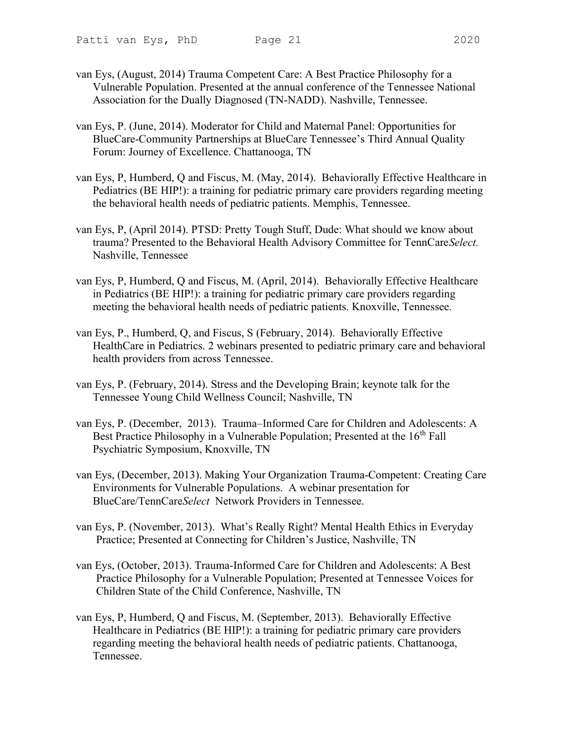van Eys, (August, 2014) Trauma Competent Care: A Best Practice Philosophy for a Vulnerable Population. Presented at the annual conference of the Tennessee National Association for the Dually Diagnosed (TN-NADD). Nashville, Tennessee.

van Eys, P. (June, 2014). Moderator for Child and Maternal Panel: Opportunities for BlueCare-Community Partnerships at BlueCare Tennessee's Third Annual Quality Forum: Journey of Excellence. Chattanooga, TN

van Eys, P, Humberd, Q and Fiscus, M. (May, 2014). Behaviorally Effective Healthcare in Pediatrics (BE HIP!): a training for pediatric primary care providers regarding meeting the behavioral health needs of pediatric patients. Memphis, Tennessee.

van Eys, P, (April 2014). PTSD: Pretty Tough Stuff, Dude: What should we know about trauma? Presented to the Behavioral Health Advisory Committee for TennCare*Select.* Nashville, Tennessee

van Eys, P, Humberd, Q and Fiscus, M. (April, 2014). Behaviorally Effective Healthcare in Pediatrics (BE HIP!): a training for pediatric primary care providers regarding meeting the behavioral health needs of pediatric patients. Knoxville, Tennessee.

van Eys, P., Humberd, Q, and Fiscus, S (February, 2014). Behaviorally Effective HealthCare in Pediatrics. 2 webinars presented to pediatric primary care and behavioral health providers from across Tennessee.

van Eys, P. (February, 2014). Stress and the Developing Brain; keynote talk for the Tennessee Young Child Wellness Council; Nashville, TN

van Eys, P. (December, 2013). Trauma–Informed Care for Children and Adolescents: A Best Practice Philosophy in a Vulnerable Population; Presented at the 16th Fall Psychiatric Symposium, Knoxville, TN

van Eys, (December, 2013). Making Your Organization Trauma-Competent: Creating Care Environments for Vulnerable Populations. A webinar presentation for BlueCare/TennCare*Select* Network Providers in Tennessee.

van Eys, P. (November, 2013). What's Really Right? Mental Health Ethics in Everyday Practice; Presented at Connecting for Children's Justice, Nashville, TN

van Eys, (October, 2013). Trauma-Informed Care for Children and Adolescents: A Best Practice Philosophy for a Vulnerable Population; Presented at Tennessee Voices for Children State of the Child Conference, Nashville, TN

van Eys, P, Humberd, Q and Fiscus, M. (September, 2013). Behaviorally Effective Healthcare in Pediatrics (BE HIP!): a training for pediatric primary care providers regarding meeting the behavioral health needs of pediatric patients. Chattanooga, Tennessee.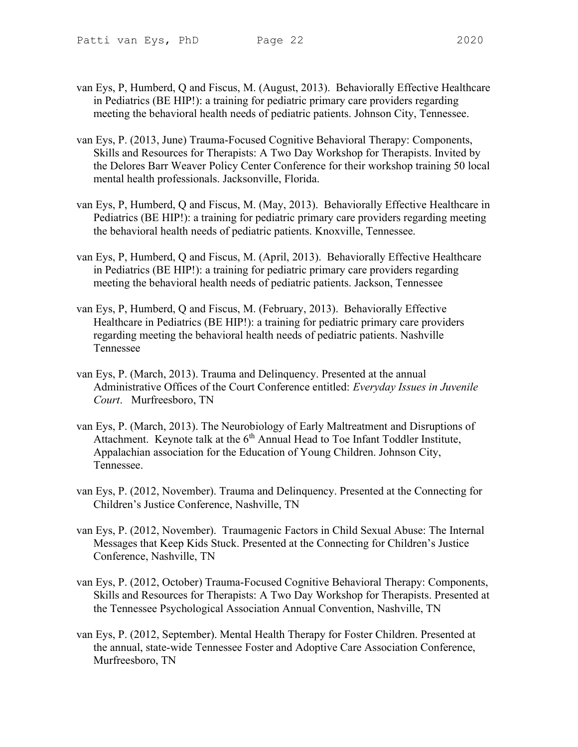van Eys, P, Humberd, Q and Fiscus, M. (August, 2013). Behaviorally Effective Healthcare in Pediatrics (BE HIP!): a training for pediatric primary care providers regarding meeting the behavioral health needs of pediatric patients. Johnson City, Tennessee.

van Eys, P. (2013, June) Trauma-Focused Cognitive Behavioral Therapy: Components, Skills and Resources for Therapists: A Two Day Workshop for Therapists. Invited by the Delores Barr Weaver Policy Center Conference for their workshop training 50 local mental health professionals. Jacksonville, Florida.

van Eys, P, Humberd, Q and Fiscus, M. (May, 2013). Behaviorally Effective Healthcare in Pediatrics (BE HIP!): a training for pediatric primary care providers regarding meeting the behavioral health needs of pediatric patients. Knoxville, Tennessee.

van Eys, P, Humberd, Q and Fiscus, M. (April, 2013). Behaviorally Effective Healthcare in Pediatrics (BE HIP!): a training for pediatric primary care providers regarding meeting the behavioral health needs of pediatric patients. Jackson, Tennessee

van Eys, P, Humberd, Q and Fiscus, M. (February, 2013). Behaviorally Effective Healthcare in Pediatrics (BE HIP!): a training for pediatric primary care providers regarding meeting the behavioral health needs of pediatric patients. Nashville Tennessee

van Eys, P. (March, 2013). Trauma and Delinquency. Presented at the annual Administrative Offices of the Court Conference entitled: *Everyday Issues in Juvenile Court*. Murfreesboro, TN

van Eys, P. (March, 2013). The Neurobiology of Early Maltreatment and Disruptions of Attachment. Keynote talk at the 6th Annual Head to Toe Infant Toddler Institute, Appalachian association for the Education of Young Children. Johnson City, Tennessee.

van Eys, P. (2012, November). Trauma and Delinquency. Presented at the Connecting for Children's Justice Conference, Nashville, TN

van Eys, P. (2012, November). Traumagenic Factors in Child Sexual Abuse: The Internal Messages that Keep Kids Stuck. Presented at the Connecting for Children's Justice Conference, Nashville, TN

van Eys, P. (2012, October) Trauma-Focused Cognitive Behavioral Therapy: Components, Skills and Resources for Therapists: A Two Day Workshop for Therapists. Presented at the Tennessee Psychological Association Annual Convention, Nashville, TN

van Eys, P. (2012, September). Mental Health Therapy for Foster Children. Presented at the annual, state-wide Tennessee Foster and Adoptive Care Association Conference, Murfreesboro, TN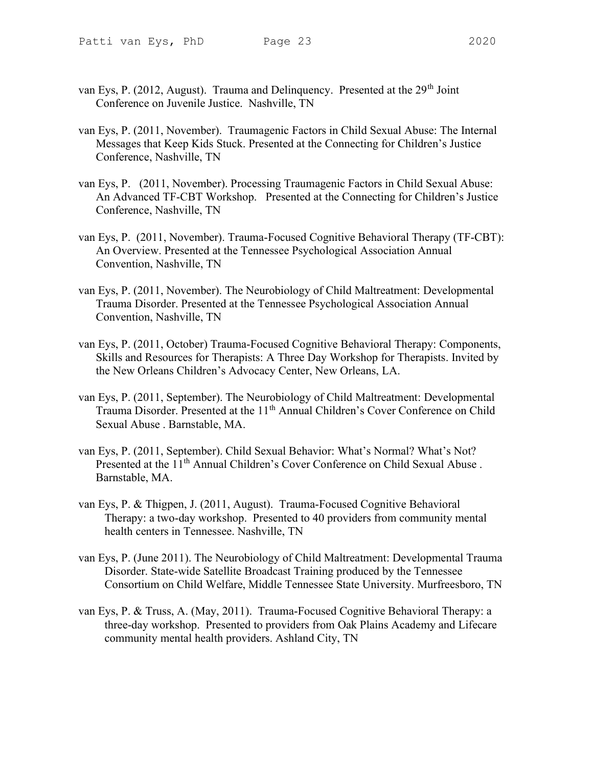van Eys, P. (2012, August). Trauma and Delinquency. Presented at the 29th Joint Conference on Juvenile Justice. Nashville, TN

van Eys, P. (2011, November). Traumagenic Factors in Child Sexual Abuse: The Internal Messages that Keep Kids Stuck. Presented at the Connecting for Children's Justice Conference, Nashville, TN

van Eys, P. (2011, November). Processing Traumagenic Factors in Child Sexual Abuse: An Advanced TF-CBT Workshop. Presented at the Connecting for Children's Justice Conference, Nashville, TN

van Eys, P. (2011, November). Trauma-Focused Cognitive Behavioral Therapy (TF-CBT): An Overview. Presented at the Tennessee Psychological Association Annual Convention, Nashville, TN

van Eys, P. (2011, November). The Neurobiology of Child Maltreatment: Developmental Trauma Disorder. Presented at the Tennessee Psychological Association Annual Convention, Nashville, TN

van Eys, P. (2011, October) Trauma-Focused Cognitive Behavioral Therapy: Components, Skills and Resources for Therapists: A Three Day Workshop for Therapists. Invited by the New Orleans Children's Advocacy Center, New Orleans, LA.

van Eys, P. (2011, September). The Neurobiology of Child Maltreatment: Developmental Trauma Disorder. Presented at the 11th Annual Children's Cover Conference on Child Sexual Abuse . Barnstable, MA.

van Eys, P. (2011, September). Child Sexual Behavior: What's Normal? What's Not? Presented at the 11th Annual Children's Cover Conference on Child Sexual Abuse . Barnstable, MA.

van Eys, P. & Thigpen, J. (2011, August). Trauma-Focused Cognitive Behavioral Therapy: a two-day workshop. Presented to 40 providers from community mental health centers in Tennessee. Nashville, TN

van Eys, P. (June 2011). The Neurobiology of Child Maltreatment: Developmental Trauma Disorder. State-wide Satellite Broadcast Training produced by the Tennessee Consortium on Child Welfare, Middle Tennessee State University. Murfreesboro, TN

van Eys, P. & Truss, A. (May, 2011). Trauma-Focused Cognitive Behavioral Therapy: a three-day workshop. Presented to providers from Oak Plains Academy and Lifecare community mental health providers. Ashland City, TN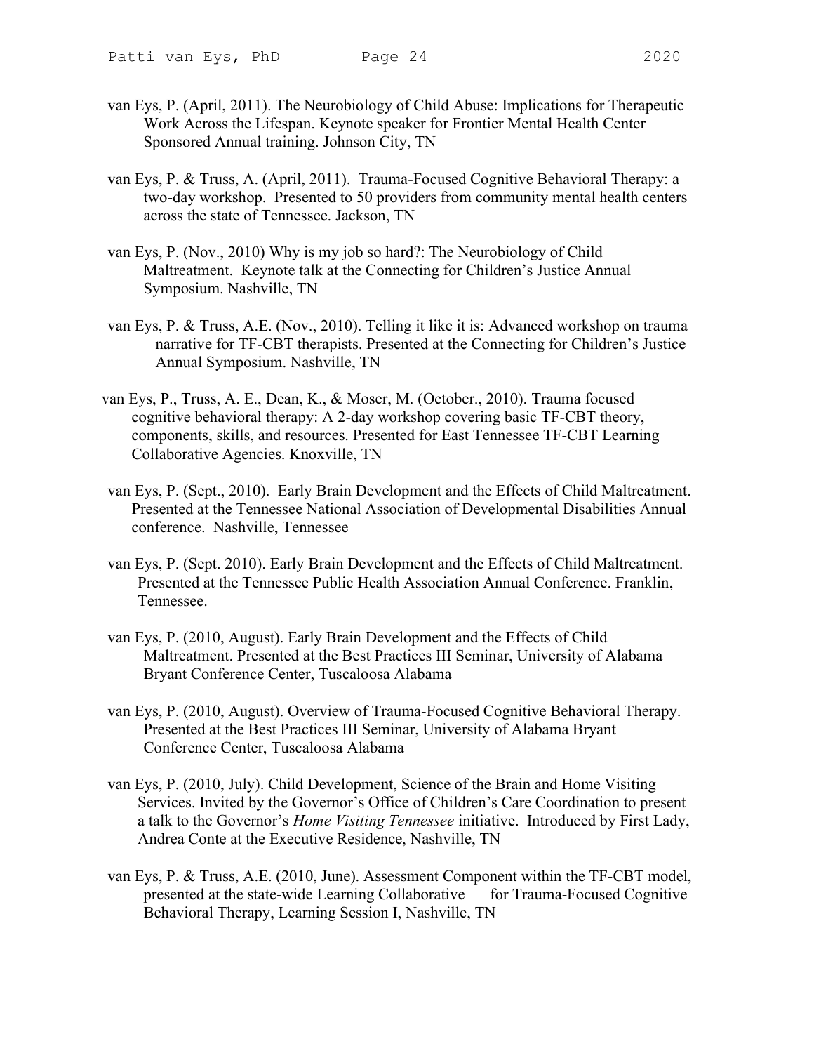van Eys, P. (April, 2011). The Neurobiology of Child Abuse: Implications for Therapeutic Work Across the Lifespan. Keynote speaker for Frontier Mental Health Center Sponsored Annual training. Johnson City, TN

van Eys, P. & Truss, A. (April, 2011). Trauma-Focused Cognitive Behavioral Therapy: a two-day workshop. Presented to 50 providers from community mental health centers across the state of Tennessee. Jackson, TN

van Eys, P. (Nov., 2010) Why is my job so hard?: The Neurobiology of Child Maltreatment. Keynote talk at the Connecting for Children's Justice Annual Symposium. Nashville, TN

van Eys, P. & Truss, A.E. (Nov., 2010). Telling it like it is: Advanced workshop on trauma narrative for TF-CBT therapists. Presented at the Connecting for Children's Justice Annual Symposium. Nashville, TN

van Eys, P., Truss, A. E., Dean, K., & Moser, M. (October., 2010). Trauma focused cognitive behavioral therapy: A 2-day workshop covering basic TF-CBT theory, components, skills, and resources. Presented for East Tennessee TF-CBT Learning Collaborative Agencies. Knoxville, TN

van Eys, P. (Sept., 2010). Early Brain Development and the Effects of Child Maltreatment. Presented at the Tennessee National Association of Developmental Disabilities Annual conference. Nashville, Tennessee

van Eys, P. (Sept. 2010). Early Brain Development and the Effects of Child Maltreatment. Presented at the Tennessee Public Health Association Annual Conference. Franklin, Tennessee.

van Eys, P. (2010, August). Early Brain Development and the Effects of Child Maltreatment. Presented at the Best Practices III Seminar, University of Alabama Bryant Conference Center, Tuscaloosa Alabama

van Eys, P. (2010, August). Overview of Trauma-Focused Cognitive Behavioral Therapy. Presented at the Best Practices III Seminar, University of Alabama Bryant Conference Center, Tuscaloosa Alabama

van Eys, P. (2010, July). Child Development, Science of the Brain and Home Visiting Services. Invited by the Governor's Office of Children's Care Coordination to present a talk to the Governor's *Home Visiting Tennessee* initiative. Introduced by First Lady, Andrea Conte at the Executive Residence, Nashville, TN

van Eys, P. & Truss, A.E. (2010, June). Assessment Component within the TF-CBT model, presented at the state-wide Learning Collaborative for Trauma-Focused Cognitive Behavioral Therapy, Learning Session I, Nashville, TN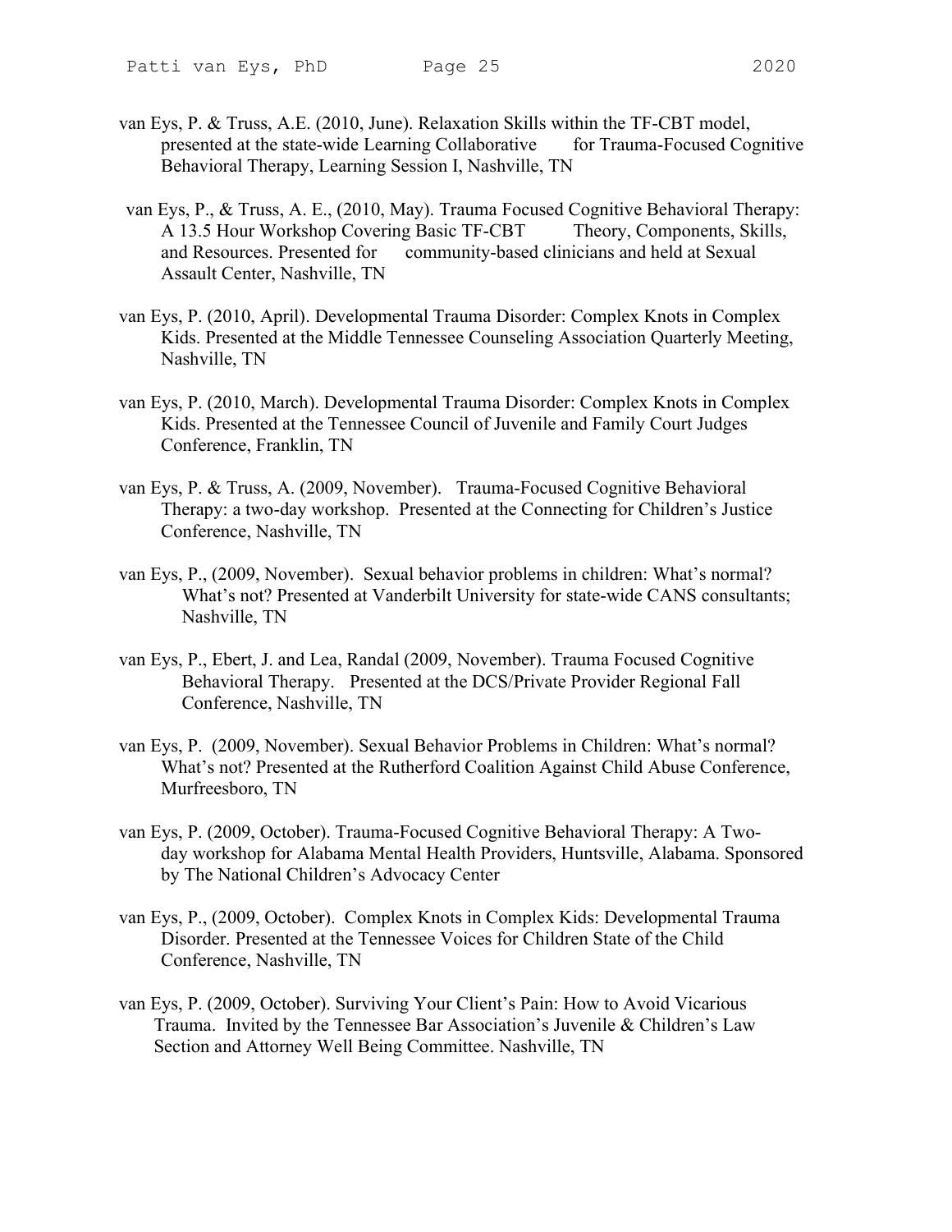van Eys, P. & Truss, A.E. (2010, June). Relaxation Skills within the TF-CBT model, presented at the state-wide Learning Collaborative for Trauma-Focused Cognitive Behavioral Therapy, Learning Session I, Nashville, TN

van Eys, P., & Truss, A. E., (2010, May). Trauma Focused Cognitive Behavioral Therapy: A 13.5 Hour Workshop Covering Basic TF-CBT Theory, Components, Skills, and Resources. Presented for community-based clinicians and held at Sexual Assault Center, Nashville, TN

van Eys, P. (2010, April). Developmental Trauma Disorder: Complex Knots in Complex Kids. Presented at the Middle Tennessee Counseling Association Quarterly Meeting, Nashville, TN

van Eys, P. (2010, March). Developmental Trauma Disorder: Complex Knots in Complex Kids. Presented at the Tennessee Council of Juvenile and Family Court Judges Conference, Franklin, TN

van Eys, P. & Truss, A. (2009, November). Trauma-Focused Cognitive Behavioral Therapy: a two-day workshop. Presented at the Connecting for Children's Justice Conference, Nashville, TN

van Eys, P., (2009, November). Sexual behavior problems in children: What's normal? What's not? Presented at Vanderbilt University for state-wide CANS consultants; Nashville, TN

van Eys, P., Ebert, J. and Lea, Randal (2009, November). Trauma Focused Cognitive Behavioral Therapy. Presented at the DCS/Private Provider Regional Fall Conference, Nashville, TN

van Eys, P. (2009, November). Sexual Behavior Problems in Children: What's normal? What's not? Presented at the Rutherford Coalition Against Child Abuse Conference, Murfreesboro, TN

van Eys, P. (2009, October). Trauma-Focused Cognitive Behavioral Therapy: A Two-day workshop for Alabama Mental Health Providers, Huntsville, Alabama. Sponsored by The National Children's Advocacy Center

van Eys, P., (2009, October). Complex Knots in Complex Kids: Developmental Trauma Disorder. Presented at the Tennessee Voices for Children State of the Child Conference, Nashville, TN

van Eys, P. (2009, October). Surviving Your Client's Pain: How to Avoid Vicarious Trauma. Invited by the Tennessee Bar Association's Juvenile & Children's Law Section and Attorney Well Being Committee. Nashville, TN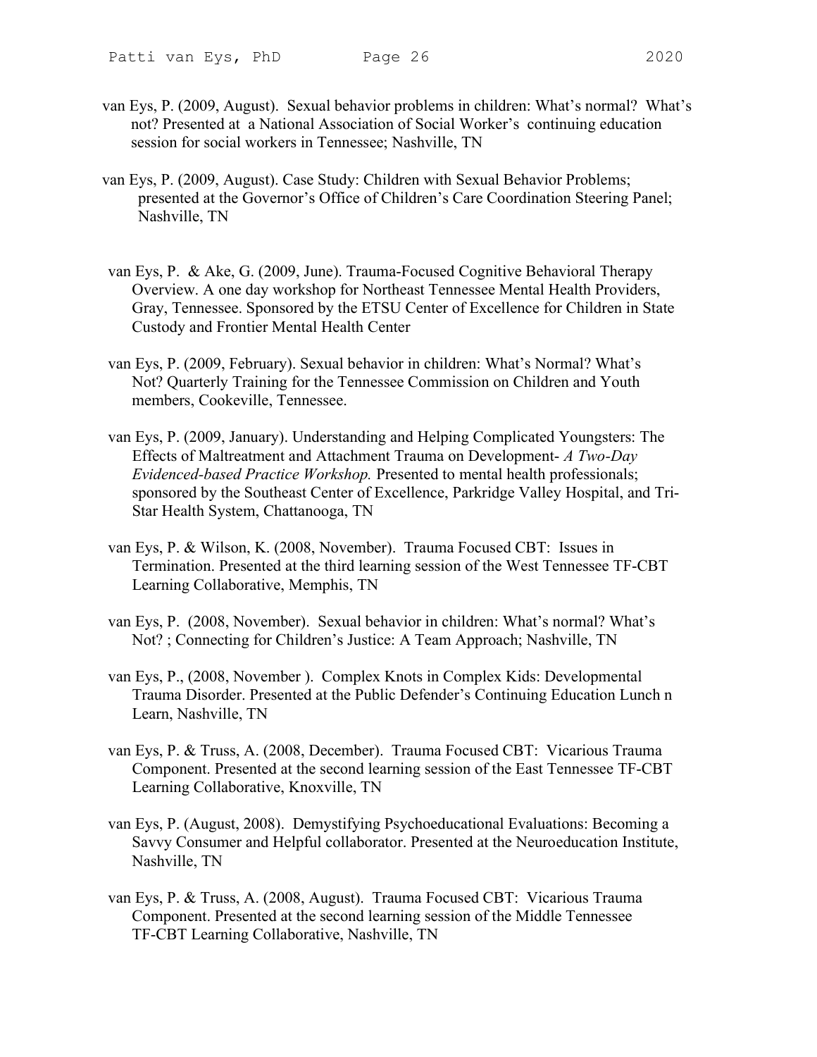van Eys, P. (2009, August). Sexual behavior problems in children: What's normal? What's not? Presented at a National Association of Social Worker's continuing education session for social workers in Tennessee; Nashville, TN

van Eys, P. (2009, August). Case Study: Children with Sexual Behavior Problems; presented at the Governor's Office of Children's Care Coordination Steering Panel; Nashville, TN

van Eys, P. & Ake, G. (2009, June). Trauma-Focused Cognitive Behavioral Therapy Overview. A one day workshop for Northeast Tennessee Mental Health Providers, Gray, Tennessee. Sponsored by the ETSU Center of Excellence for Children in State Custody and Frontier Mental Health Center

van Eys, P. (2009, February). Sexual behavior in children: What's Normal? What's Not? Quarterly Training for the Tennessee Commission on Children and Youth members, Cookeville, Tennessee.

van Eys, P. (2009, January). Understanding and Helping Complicated Youngsters: The Effects of Maltreatment and Attachment Trauma on Development- *A Two-Day Evidenced-based Practice Workshop.* Presented to mental health professionals; sponsored by the Southeast Center of Excellence, Parkridge Valley Hospital, and Tri-Star Health System, Chattanooga, TN

van Eys, P. & Wilson, K. (2008, November). Trauma Focused CBT: Issues in Termination. Presented at the third learning session of the West Tennessee TF-CBT Learning Collaborative, Memphis, TN

van Eys, P. (2008, November). Sexual behavior in children: What's normal? What's Not? ; Connecting for Children's Justice: A Team Approach; Nashville, TN

van Eys, P., (2008, November ). Complex Knots in Complex Kids: Developmental Trauma Disorder. Presented at the Public Defender's Continuing Education Lunch n Learn, Nashville, TN

van Eys, P. & Truss, A. (2008, December). Trauma Focused CBT: Vicarious Trauma Component. Presented at the second learning session of the East Tennessee TF-CBT Learning Collaborative, Knoxville, TN

van Eys, P. (August, 2008). Demystifying Psychoeducational Evaluations: Becoming a Savvy Consumer and Helpful collaborator. Presented at the Neuroeducation Institute, Nashville, TN

van Eys, P. & Truss, A. (2008, August). Trauma Focused CBT: Vicarious Trauma Component. Presented at the second learning session of the Middle Tennessee TF-CBT Learning Collaborative, Nashville, TN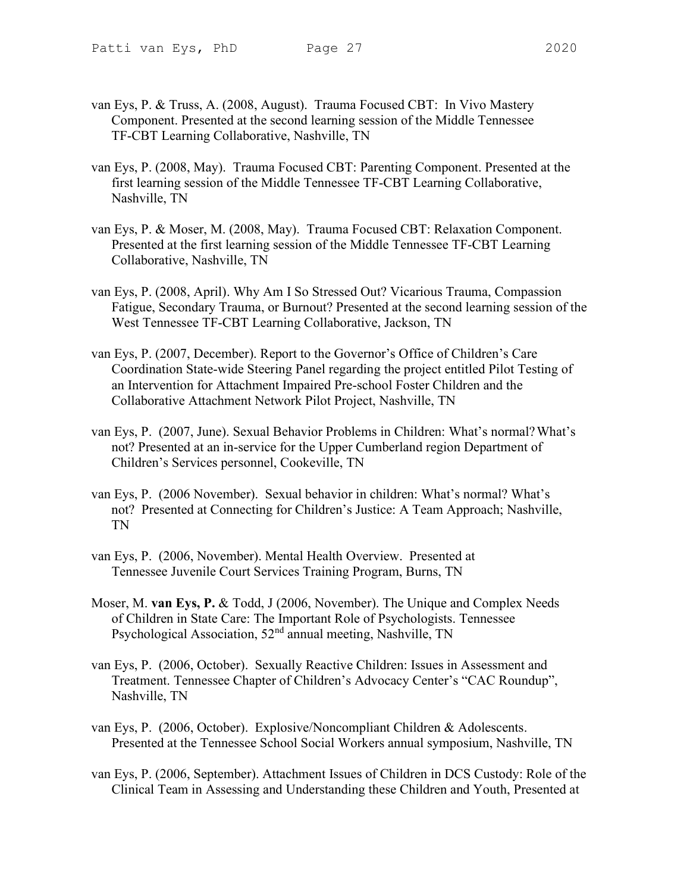van Eys, P. & Truss, A. (2008, August). Trauma Focused CBT: In Vivo Mastery Component. Presented at the second learning session of the Middle Tennessee TF-CBT Learning Collaborative, Nashville, TN

van Eys, P. (2008, May). Trauma Focused CBT: Parenting Component. Presented at the first learning session of the Middle Tennessee TF-CBT Learning Collaborative, Nashville, TN

van Eys, P. & Moser, M. (2008, May). Trauma Focused CBT: Relaxation Component. Presented at the first learning session of the Middle Tennessee TF-CBT Learning Collaborative, Nashville, TN

van Eys, P. (2008, April). Why Am I So Stressed Out? Vicarious Trauma, Compassion Fatigue, Secondary Trauma, or Burnout? Presented at the second learning session of the West Tennessee TF-CBT Learning Collaborative, Jackson, TN

van Eys, P. (2007, December). Report to the Governor's Office of Children's Care Coordination State-wide Steering Panel regarding the project entitled Pilot Testing of an Intervention for Attachment Impaired Pre-school Foster Children and the Collaborative Attachment Network Pilot Project, Nashville, TN

van Eys, P. (2007, June). Sexual Behavior Problems in Children: What's normal? What's not? Presented at an in-service for the Upper Cumberland region Department of Children's Services personnel, Cookeville, TN

van Eys, P. (2006 November). Sexual behavior in children: What's normal? What's not? Presented at Connecting for Children's Justice: A Team Approach; Nashville, TN

van Eys, P. (2006, November). Mental Health Overview. Presented at Tennessee Juvenile Court Services Training Program, Burns, TN

Moser, M. **van Eys, P.** & Todd, J (2006, November). The Unique and Complex Needs of Children in State Care: The Important Role of Psychologists. Tennessee Psychological Association, 52nd annual meeting, Nashville, TN

van Eys, P. (2006, October). Sexually Reactive Children: Issues in Assessment and Treatment. Tennessee Chapter of Children's Advocacy Center's "CAC Roundup", Nashville, TN

van Eys, P. (2006, October). Explosive/Noncompliant Children & Adolescents. Presented at the Tennessee School Social Workers annual symposium, Nashville, TN

van Eys, P. (2006, September). Attachment Issues of Children in DCS Custody: Role of the Clinical Team in Assessing and Understanding these Children and Youth, Presented at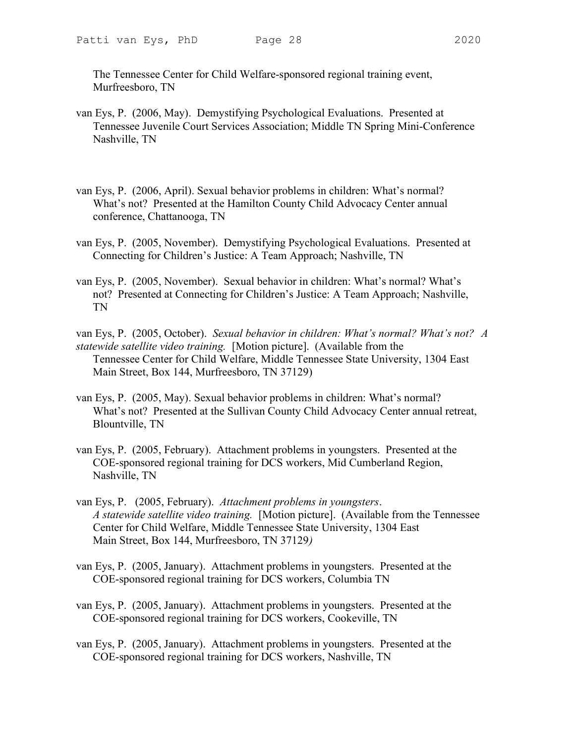The Tennessee Center for Child Welfare-sponsored regional training event, Murfreesboro, TN

van Eys, P. (2006, May). Demystifying Psychological Evaluations. Presented at Tennessee Juvenile Court Services Association; Middle TN Spring Mini-Conference Nashville, TN

van Eys, P. (2006, April). Sexual behavior problems in children: What's normal? What's not? Presented at the Hamilton County Child Advocacy Center annual conference, Chattanooga, TN

van Eys, P. (2005, November). Demystifying Psychological Evaluations. Presented at Connecting for Children's Justice: A Team Approach; Nashville, TN

van Eys, P. (2005, November). Sexual behavior in children: What's normal? What's not? Presented at Connecting for Children's Justice: A Team Approach; Nashville, TN

van Eys, P. (2005, October). *Sexual behavior in children: What's normal? What's not? A statewide satellite video training.* [Motion picture]. (Available from the Tennessee Center for Child Welfare, Middle Tennessee State University, 1304 East Main Street, Box 144, Murfreesboro, TN 37129)

van Eys, P. (2005, May). Sexual behavior problems in children: What's normal? What's not? Presented at the Sullivan County Child Advocacy Center annual retreat, Blountville, TN

van Eys, P. (2005, February). Attachment problems in youngsters. Presented at the COE-sponsored regional training for DCS workers, Mid Cumberland Region, Nashville, TN

van Eys, P. (2005, February). *Attachment problems in youngsters. A statewide satellite video training.* [Motion picture]. (Available from the Tennessee Center for Child Welfare, Middle Tennessee State University, 1304 East Main Street, Box 144, Murfreesboro, TN 37129)

van Eys, P. (2005, January). Attachment problems in youngsters. Presented at the COE-sponsored regional training for DCS workers, Columbia TN

van Eys, P. (2005, January). Attachment problems in youngsters. Presented at the COE-sponsored regional training for DCS workers, Cookeville, TN

van Eys, P. (2005, January). Attachment problems in youngsters. Presented at the COE-sponsored regional training for DCS workers, Nashville, TN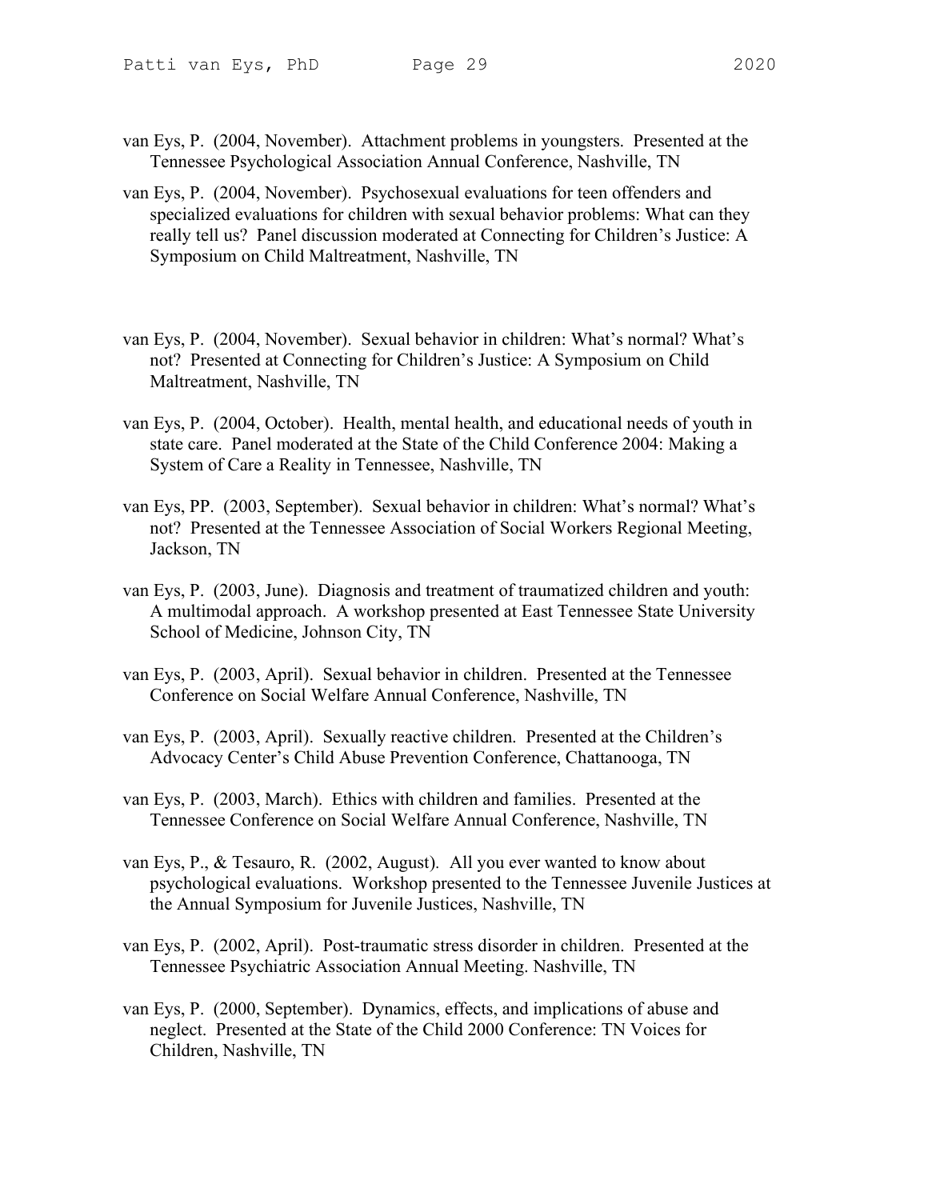van Eys, P. (2004, November). Attachment problems in youngsters. Presented at the Tennessee Psychological Association Annual Conference, Nashville, TN

van Eys, P. (2004, November). Psychosexual evaluations for teen offenders and specialized evaluations for children with sexual behavior problems: What can they really tell us? Panel discussion moderated at Connecting for Children's Justice: A Symposium on Child Maltreatment, Nashville, TN

van Eys, P. (2004, November). Sexual behavior in children: What's normal? What's not? Presented at Connecting for Children's Justice: A Symposium on Child Maltreatment, Nashville, TN

van Eys, P. (2004, October). Health, mental health, and educational needs of youth in state care. Panel moderated at the State of the Child Conference 2004: Making a System of Care a Reality in Tennessee, Nashville, TN

van Eys, PP. (2003, September). Sexual behavior in children: What's normal? What's not? Presented at the Tennessee Association of Social Workers Regional Meeting, Jackson, TN

van Eys, P. (2003, June). Diagnosis and treatment of traumatized children and youth: A multimodal approach. A workshop presented at East Tennessee State University School of Medicine, Johnson City, TN

van Eys, P. (2003, April). Sexual behavior in children. Presented at the Tennessee Conference on Social Welfare Annual Conference, Nashville, TN

van Eys, P. (2003, April). Sexually reactive children. Presented at the Children's Advocacy Center's Child Abuse Prevention Conference, Chattanooga, TN

van Eys, P. (2003, March). Ethics with children and families. Presented at the Tennessee Conference on Social Welfare Annual Conference, Nashville, TN

van Eys, P., & Tesauro, R. (2002, August). All you ever wanted to know about psychological evaluations. Workshop presented to the Tennessee Juvenile Justices at the Annual Symposium for Juvenile Justices, Nashville, TN

van Eys, P. (2002, April). Post-traumatic stress disorder in children. Presented at the Tennessee Psychiatric Association Annual Meeting. Nashville, TN

van Eys, P. (2000, September). Dynamics, effects, and implications of abuse and neglect. Presented at the State of the Child 2000 Conference: TN Voices for Children, Nashville, TN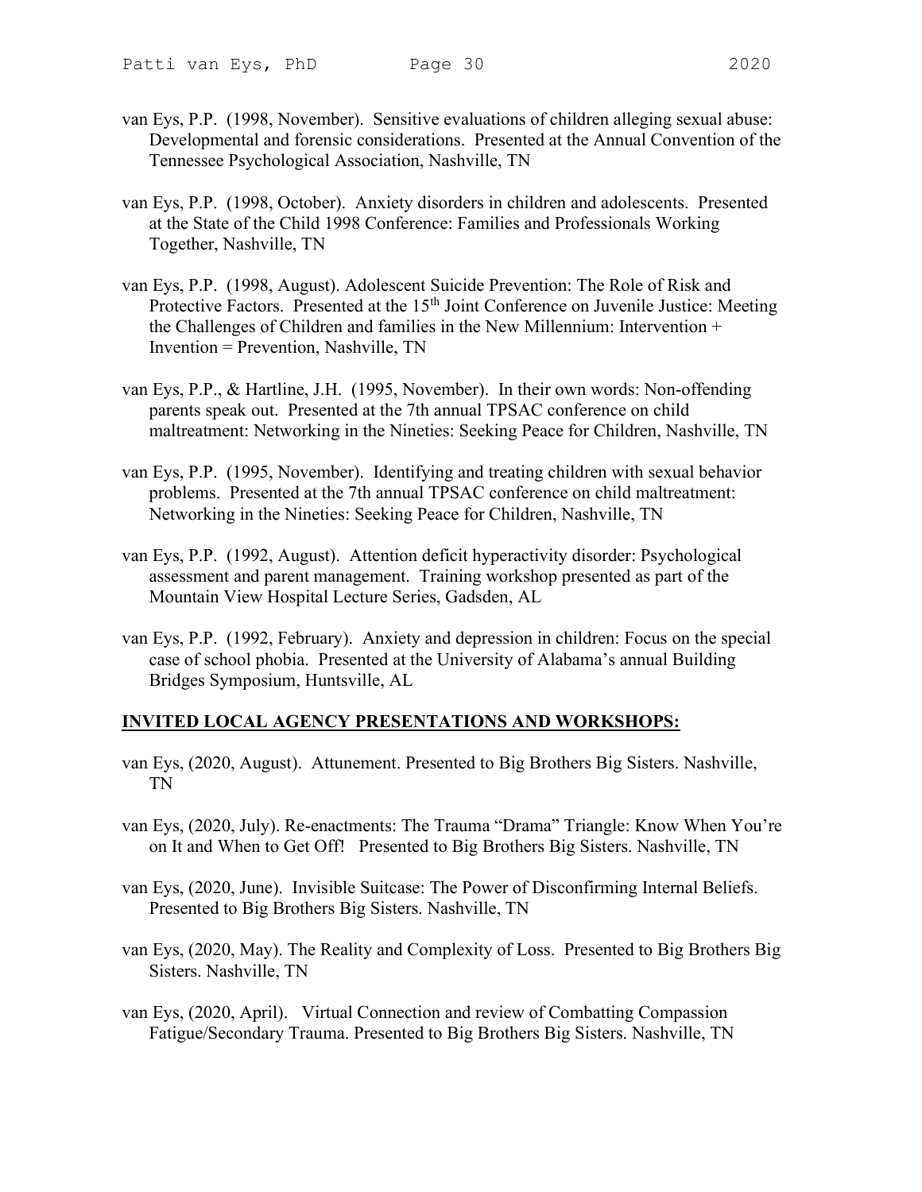van Eys, P.P. (1998, November). Sensitive evaluations of children alleging sexual abuse: Developmental and forensic considerations. Presented at the Annual Convention of the Tennessee Psychological Association, Nashville, TN

van Eys, P.P. (1998, October). Anxiety disorders in children and adolescents. Presented at the State of the Child 1998 Conference: Families and Professionals Working Together, Nashville, TN

van Eys, P.P. (1998, August). Adolescent Suicide Prevention: The Role of Risk and Protective Factors. Presented at the 15th Joint Conference on Juvenile Justice: Meeting the Challenges of Children and families in the New Millennium: Intervention + Invention = Prevention, Nashville, TN

van Eys, P.P., & Hartline, J.H. (1995, November). In their own words: Non-offending parents speak out. Presented at the 7th annual TPSAC conference on child maltreatment: Networking in the Nineties: Seeking Peace for Children, Nashville, TN

van Eys, P.P. (1995, November). Identifying and treating children with sexual behavior problems. Presented at the 7th annual TPSAC conference on child maltreatment: Networking in the Nineties: Seeking Peace for Children, Nashville, TN

van Eys, P.P. (1992, August). Attention deficit hyperactivity disorder: Psychological assessment and parent management. Training workshop presented as part of the Mountain View Hospital Lecture Series, Gadsden, AL

van Eys, P.P. (1992, February). Anxiety and depression in children: Focus on the special case of school phobia. Presented at the University of Alabama's annual Building Bridges Symposium, Huntsville, AL

## INVITED LOCAL AGENCY PRESENTATIONS AND WORKSHOPS:

van Eys, (2020, August). Attunement. Presented to Big Brothers Big Sisters. Nashville, TN

van Eys, (2020, July). Re-enactments: The Trauma "Drama" Triangle: Know When You're on It and When to Get Off! Presented to Big Brothers Big Sisters. Nashville, TN

van Eys, (2020, June). Invisible Suitcase: The Power of Disconfirming Internal Beliefs. Presented to Big Brothers Big Sisters. Nashville, TN

van Eys, (2020, May). The Reality and Complexity of Loss. Presented to Big Brothers Big Sisters. Nashville, TN

van Eys, (2020, April). Virtual Connection and review of Combatting Compassion Fatigue/Secondary Trauma. Presented to Big Brothers Big Sisters. Nashville, TN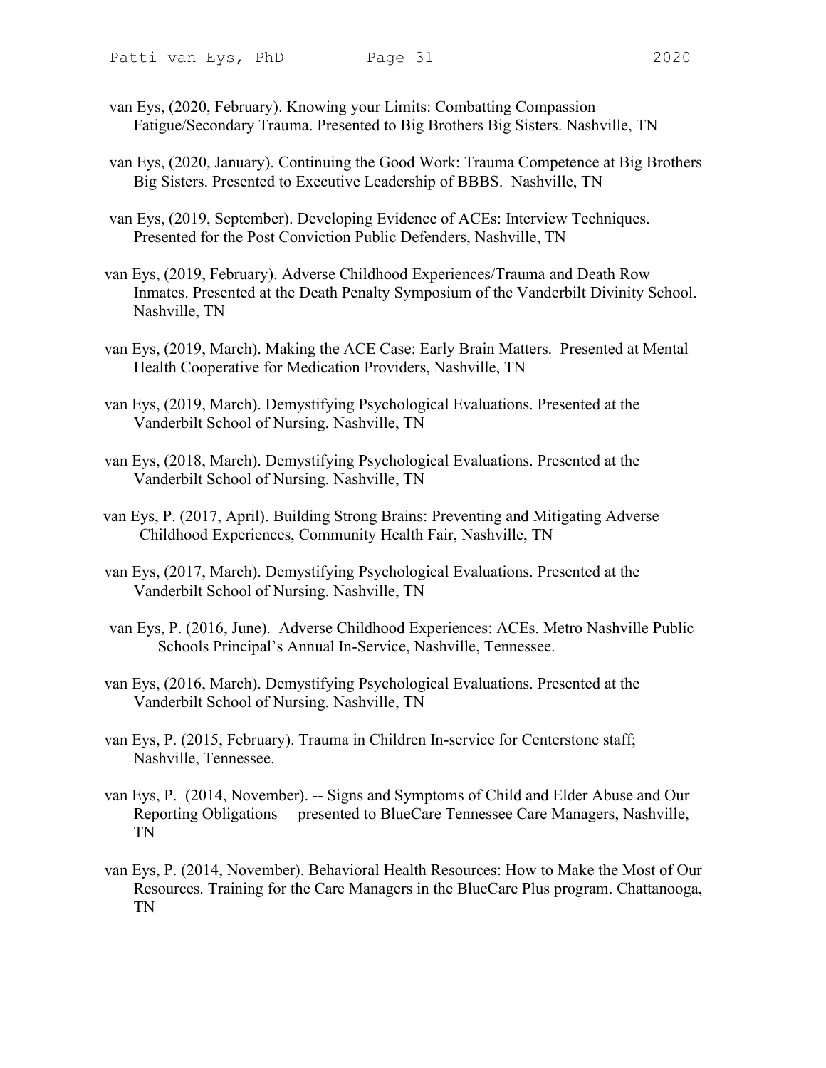van Eys, (2020, February). Knowing your Limits: Combatting Compassion Fatigue/Secondary Trauma. Presented to Big Brothers Big Sisters. Nashville, TN

van Eys, (2020, January). Continuing the Good Work: Trauma Competence at Big Brothers Big Sisters. Presented to Executive Leadership of BBBS. Nashville, TN

van Eys, (2019, September). Developing Evidence of ACEs: Interview Techniques. Presented for the Post Conviction Public Defenders, Nashville, TN

van Eys, (2019, February). Adverse Childhood Experiences/Trauma and Death Row Inmates. Presented at the Death Penalty Symposium of the Vanderbilt Divinity School. Nashville, TN

van Eys, (2019, March). Making the ACE Case: Early Brain Matters. Presented at Mental Health Cooperative for Medication Providers, Nashville, TN

van Eys, (2019, March). Demystifying Psychological Evaluations. Presented at the Vanderbilt School of Nursing. Nashville, TN

van Eys, (2018, March). Demystifying Psychological Evaluations. Presented at the Vanderbilt School of Nursing. Nashville, TN

van Eys, P. (2017, April). Building Strong Brains: Preventing and Mitigating Adverse Childhood Experiences, Community Health Fair, Nashville, TN

van Eys, (2017, March). Demystifying Psychological Evaluations. Presented at the Vanderbilt School of Nursing. Nashville, TN

van Eys, P. (2016, June). Adverse Childhood Experiences: ACEs. Metro Nashville Public Schools Principal's Annual In-Service, Nashville, Tennessee.

van Eys, (2016, March). Demystifying Psychological Evaluations. Presented at the Vanderbilt School of Nursing. Nashville, TN

van Eys, P. (2015, February). Trauma in Children In-service for Centerstone staff; Nashville, Tennessee.

van Eys, P. (2014, November). -- Signs and Symptoms of Child and Elder Abuse and Our Reporting Obligations— presented to BlueCare Tennessee Care Managers, Nashville, TN

van Eys, P. (2014, November). Behavioral Health Resources: How to Make the Most of Our Resources. Training for the Care Managers in the BlueCare Plus program. Chattanooga, TN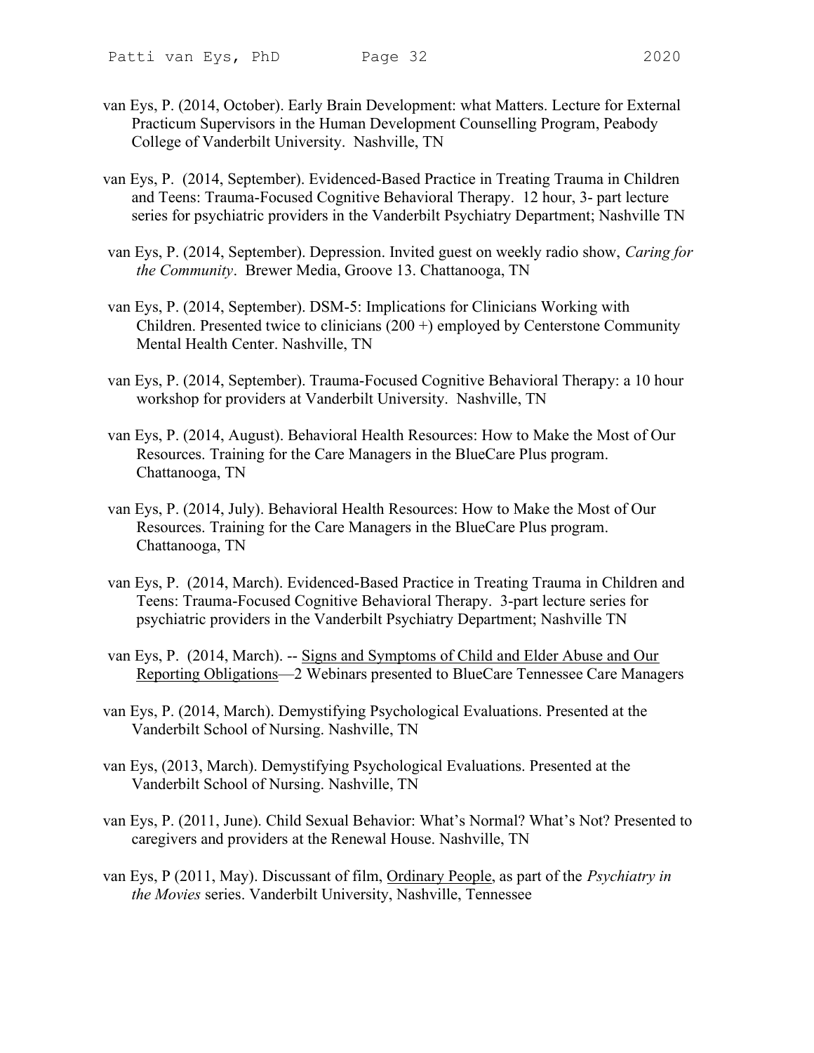van Eys, P. (2014, October). Early Brain Development: what Matters. Lecture for External Practicum Supervisors in the Human Development Counselling Program, Peabody College of Vanderbilt University. Nashville, TN

van Eys, P. (2014, September). Evidenced-Based Practice in Treating Trauma in Children and Teens: Trauma-Focused Cognitive Behavioral Therapy. 12 hour, 3- part lecture series for psychiatric providers in the Vanderbilt Psychiatry Department; Nashville TN

van Eys, P. (2014, September). Depression. Invited guest on weekly radio show, *Caring for the Community*. Brewer Media, Groove 13. Chattanooga, TN

van Eys, P. (2014, September). DSM-5: Implications for Clinicians Working with Children. Presented twice to clinicians (200 +) employed by Centerstone Community Mental Health Center. Nashville, TN

van Eys, P. (2014, September). Trauma-Focused Cognitive Behavioral Therapy: a 10 hour workshop for providers at Vanderbilt University. Nashville, TN

van Eys, P. (2014, August). Behavioral Health Resources: How to Make the Most of Our Resources. Training for the Care Managers in the BlueCare Plus program. Chattanooga, TN

van Eys, P. (2014, July). Behavioral Health Resources: How to Make the Most of Our Resources. Training for the Care Managers in the BlueCare Plus program. Chattanooga, TN

van Eys, P. (2014, March). Evidenced-Based Practice in Treating Trauma in Children and Teens: Trauma-Focused Cognitive Behavioral Therapy. 3-part lecture series for psychiatric providers in the Vanderbilt Psychiatry Department; Nashville TN

van Eys, P. (2014, March). -- Signs and Symptoms of Child and Elder Abuse and Our Reporting Obligations—2 Webinars presented to BlueCare Tennessee Care Managers

van Eys, P. (2014, March). Demystifying Psychological Evaluations. Presented at the Vanderbilt School of Nursing. Nashville, TN

van Eys, (2013, March). Demystifying Psychological Evaluations. Presented at the Vanderbilt School of Nursing. Nashville, TN

van Eys, P. (2011, June). Child Sexual Behavior: What's Normal? What's Not? Presented to caregivers and providers at the Renewal House. Nashville, TN

van Eys, P (2011, May). Discussant of film, Ordinary People, as part of the *Psychiatry in the Movies* series. Vanderbilt University, Nashville, Tennessee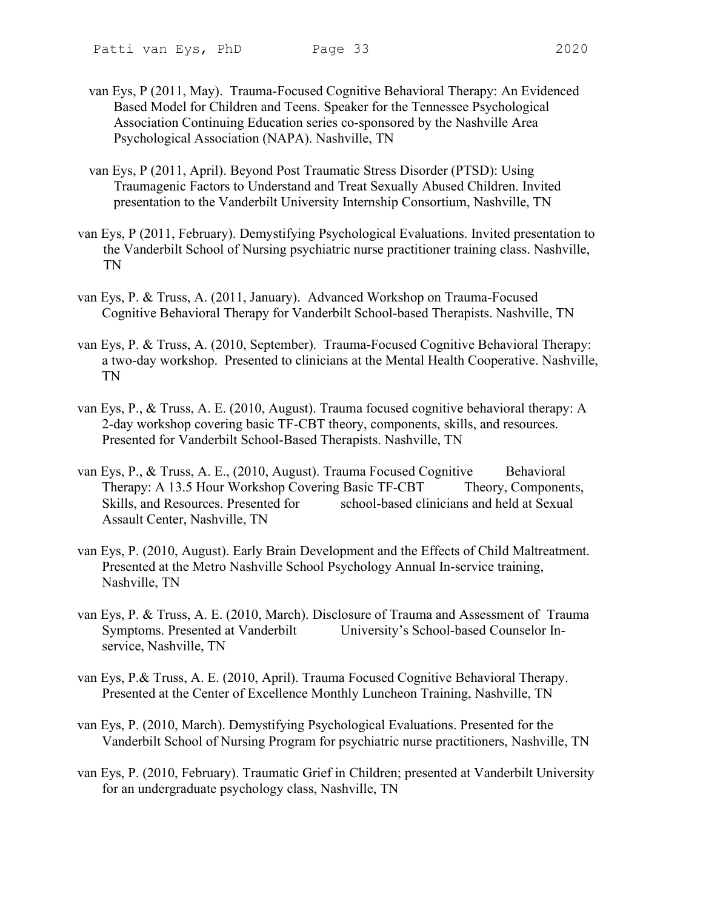van Eys, P (2011, May). Trauma-Focused Cognitive Behavioral Therapy: An Evidenced Based Model for Children and Teens. Speaker for the Tennessee Psychological Association Continuing Education series co-sponsored by the Nashville Area Psychological Association (NAPA). Nashville, TN

van Eys, P (2011, April). Beyond Post Traumatic Stress Disorder (PTSD): Using Traumagenic Factors to Understand and Treat Sexually Abused Children. Invited presentation to the Vanderbilt University Internship Consortium, Nashville, TN

van Eys, P (2011, February). Demystifying Psychological Evaluations. Invited presentation to the Vanderbilt School of Nursing psychiatric nurse practitioner training class. Nashville, TN

van Eys, P. & Truss, A. (2011, January). Advanced Workshop on Trauma-Focused Cognitive Behavioral Therapy for Vanderbilt School-based Therapists. Nashville, TN

van Eys, P. & Truss, A. (2010, September). Trauma-Focused Cognitive Behavioral Therapy: a two-day workshop. Presented to clinicians at the Mental Health Cooperative. Nashville, TN

van Eys, P., & Truss, A. E. (2010, August). Trauma focused cognitive behavioral therapy: A 2-day workshop covering basic TF-CBT theory, components, skills, and resources. Presented for Vanderbilt School-Based Therapists. Nashville, TN

van Eys, P., & Truss, A. E., (2010, August). Trauma Focused Cognitive Behavioral Therapy: A 13.5 Hour Workshop Covering Basic TF-CBT Theory, Components, Skills, and Resources. Presented for school-based clinicians and held at Sexual Assault Center, Nashville, TN

van Eys, P. (2010, August). Early Brain Development and the Effects of Child Maltreatment. Presented at the Metro Nashville School Psychology Annual In-service training, Nashville, TN

van Eys, P. & Truss, A. E. (2010, March). Disclosure of Trauma and Assessment of Trauma Symptoms. Presented at Vanderbilt University's School-based Counselor In-service, Nashville, TN

van Eys, P.& Truss, A. E. (2010, April). Trauma Focused Cognitive Behavioral Therapy. Presented at the Center of Excellence Monthly Luncheon Training, Nashville, TN

van Eys, P. (2010, March). Demystifying Psychological Evaluations. Presented for the Vanderbilt School of Nursing Program for psychiatric nurse practitioners, Nashville, TN

van Eys, P. (2010, February). Traumatic Grief in Children; presented at Vanderbilt University for an undergraduate psychology class, Nashville, TN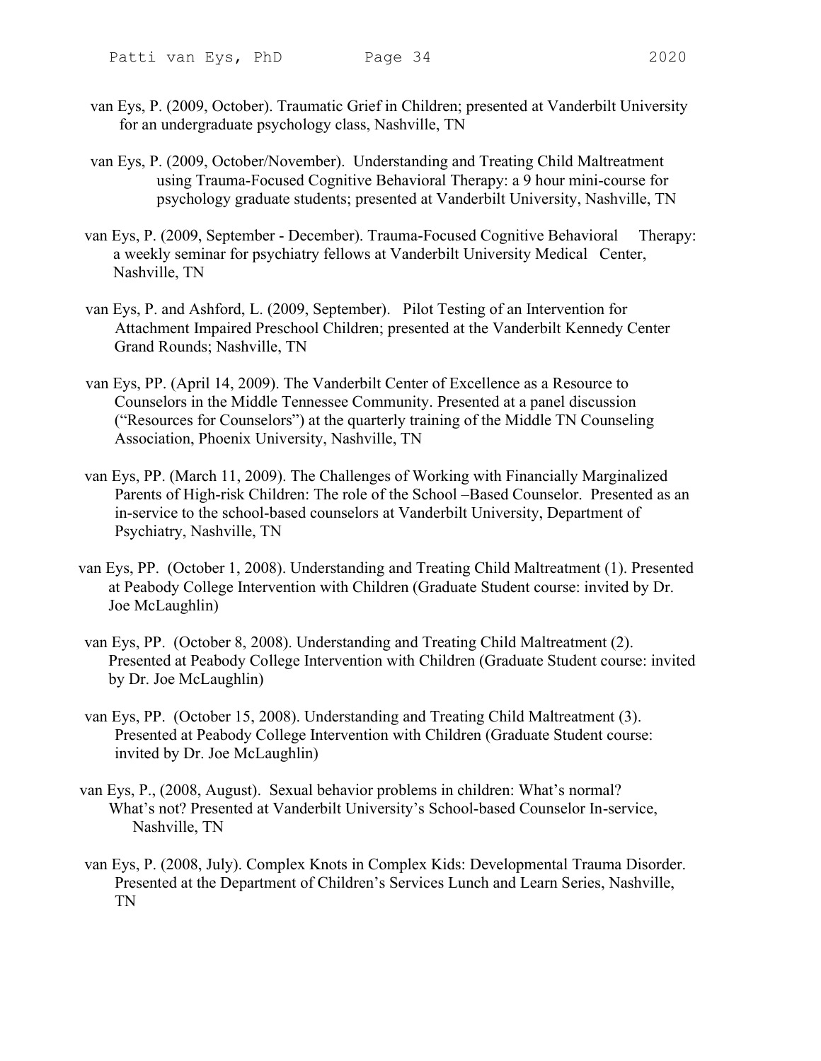van Eys, P. (2009, October). Traumatic Grief in Children; presented at Vanderbilt University for an undergraduate psychology class, Nashville, TN

van Eys, P. (2009, October/November). Understanding and Treating Child Maltreatment using Trauma-Focused Cognitive Behavioral Therapy: a 9 hour mini-course for psychology graduate students; presented at Vanderbilt University, Nashville, TN

van Eys, P. (2009, September - December). Trauma-Focused Cognitive Behavioral Therapy: a weekly seminar for psychiatry fellows at Vanderbilt University Medical Center, Nashville, TN

van Eys, P. and Ashford, L. (2009, September). Pilot Testing of an Intervention for Attachment Impaired Preschool Children; presented at the Vanderbilt Kennedy Center Grand Rounds; Nashville, TN

van Eys, PP. (April 14, 2009). The Vanderbilt Center of Excellence as a Resource to Counselors in the Middle Tennessee Community. Presented at a panel discussion ("Resources for Counselors") at the quarterly training of the Middle TN Counseling Association, Phoenix University, Nashville, TN

van Eys, PP. (March 11, 2009). The Challenges of Working with Financially Marginalized Parents of High-risk Children: The role of the School –Based Counselor. Presented as an in-service to the school-based counselors at Vanderbilt University, Department of Psychiatry, Nashville, TN

van Eys, PP. (October 1, 2008). Understanding and Treating Child Maltreatment (1). Presented at Peabody College Intervention with Children (Graduate Student course: invited by Dr. Joe McLaughlin)

van Eys, PP. (October 8, 2008). Understanding and Treating Child Maltreatment (2). Presented at Peabody College Intervention with Children (Graduate Student course: invited by Dr. Joe McLaughlin)

van Eys, PP. (October 15, 2008). Understanding and Treating Child Maltreatment (3). Presented at Peabody College Intervention with Children (Graduate Student course: invited by Dr. Joe McLaughlin)

van Eys, P., (2008, August). Sexual behavior problems in children: What's normal? What's not? Presented at Vanderbilt University's School-based Counselor In-service, Nashville, TN

van Eys, P. (2008, July). Complex Knots in Complex Kids: Developmental Trauma Disorder. Presented at the Department of Children's Services Lunch and Learn Series, Nashville, TN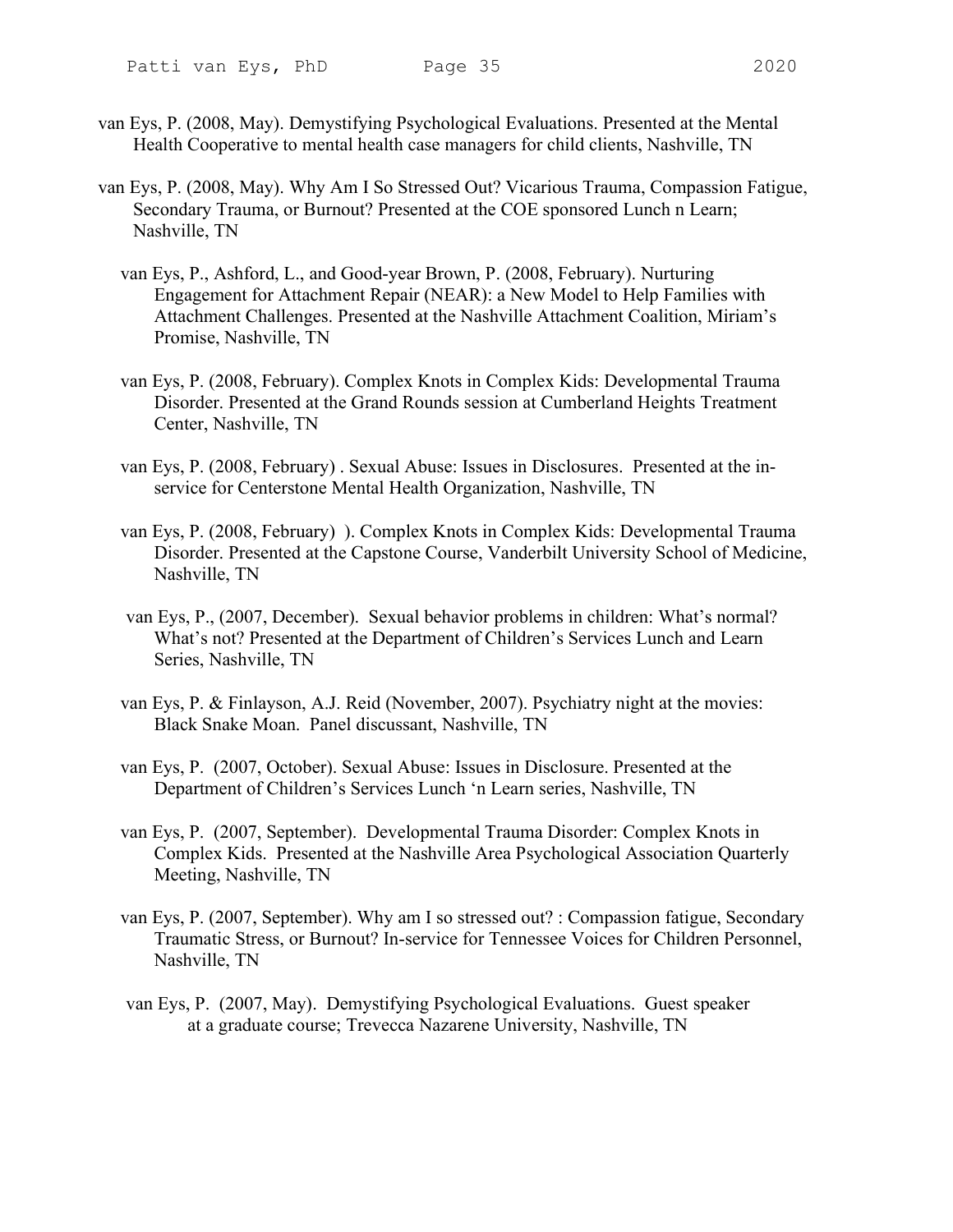van Eys, P. (2008, May). Demystifying Psychological Evaluations. Presented at the Mental Health Cooperative to mental health case managers for child clients, Nashville, TN

van Eys, P. (2008, May). Why Am I So Stressed Out? Vicarious Trauma, Compassion Fatigue, Secondary Trauma, or Burnout? Presented at the COE sponsored Lunch n Learn; Nashville, TN

van Eys, P., Ashford, L., and Good-year Brown, P. (2008, February). Nurturing Engagement for Attachment Repair (NEAR): a New Model to Help Families with Attachment Challenges. Presented at the Nashville Attachment Coalition, Miriam's Promise, Nashville, TN

van Eys, P. (2008, February). Complex Knots in Complex Kids: Developmental Trauma Disorder. Presented at the Grand Rounds session at Cumberland Heights Treatment Center, Nashville, TN

van Eys, P. (2008, February) . Sexual Abuse: Issues in Disclosures. Presented at the in-service for Centerstone Mental Health Organization, Nashville, TN

van Eys, P. (2008, February) ). Complex Knots in Complex Kids: Developmental Trauma Disorder. Presented at the Capstone Course, Vanderbilt University School of Medicine, Nashville, TN

van Eys, P., (2007, December). Sexual behavior problems in children: What's normal? What's not? Presented at the Department of Children's Services Lunch and Learn Series, Nashville, TN

van Eys, P. & Finlayson, A.J. Reid (November, 2007). Psychiatry night at the movies: Black Snake Moan. Panel discussant, Nashville, TN

van Eys, P. (2007, October). Sexual Abuse: Issues in Disclosure. Presented at the Department of Children's Services Lunch 'n Learn series, Nashville, TN

van Eys, P. (2007, September). Developmental Trauma Disorder: Complex Knots in Complex Kids. Presented at the Nashville Area Psychological Association Quarterly Meeting, Nashville, TN

van Eys, P. (2007, September). Why am I so stressed out? : Compassion fatigue, Secondary Traumatic Stress, or Burnout? In-service for Tennessee Voices for Children Personnel, Nashville, TN

van Eys, P. (2007, May). Demystifying Psychological Evaluations. Guest speaker at a graduate course; Trevecca Nazarene University, Nashville, TN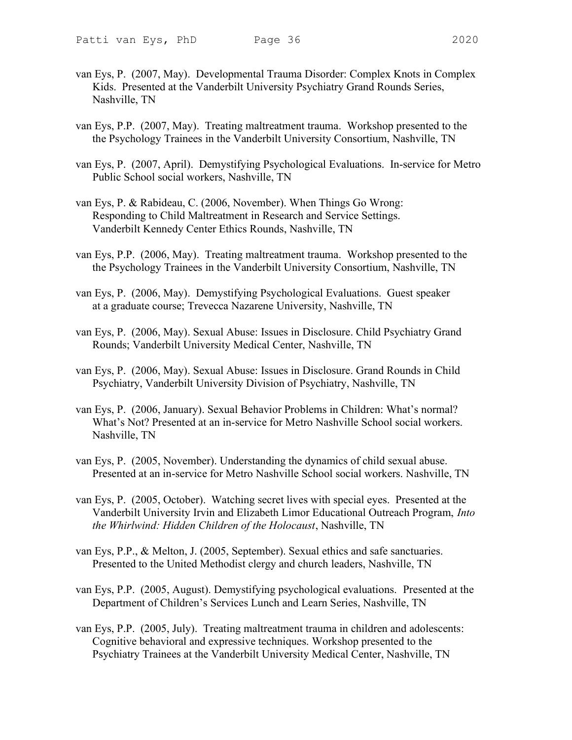van Eys, P. (2007, May). Developmental Trauma Disorder: Complex Knots in Complex Kids. Presented at the Vanderbilt University Psychiatry Grand Rounds Series, Nashville, TN

van Eys, P.P. (2007, May). Treating maltreatment trauma. Workshop presented to the the Psychology Trainees in the Vanderbilt University Consortium, Nashville, TN

van Eys, P. (2007, April). Demystifying Psychological Evaluations. In-service for Metro Public School social workers, Nashville, TN

van Eys, P. & Rabideau, C. (2006, November). When Things Go Wrong: Responding to Child Maltreatment in Research and Service Settings. Vanderbilt Kennedy Center Ethics Rounds, Nashville, TN

van Eys, P.P. (2006, May). Treating maltreatment trauma. Workshop presented to the the Psychology Trainees in the Vanderbilt University Consortium, Nashville, TN

van Eys, P. (2006, May). Demystifying Psychological Evaluations. Guest speaker at a graduate course; Trevecca Nazarene University, Nashville, TN

van Eys, P. (2006, May). Sexual Abuse: Issues in Disclosure. Child Psychiatry Grand Rounds; Vanderbilt University Medical Center, Nashville, TN

van Eys, P. (2006, May). Sexual Abuse: Issues in Disclosure. Grand Rounds in Child Psychiatry, Vanderbilt University Division of Psychiatry, Nashville, TN

van Eys, P. (2006, January). Sexual Behavior Problems in Children: What's normal? What's Not? Presented at an in-service for Metro Nashville School social workers. Nashville, TN

van Eys, P. (2005, November). Understanding the dynamics of child sexual abuse. Presented at an in-service for Metro Nashville School social workers. Nashville, TN

van Eys, P. (2005, October). Watching secret lives with special eyes. Presented at the Vanderbilt University Irvin and Elizabeth Limor Educational Outreach Program, *Into the Whirlwind: Hidden Children of the Holocaust*, Nashville, TN

van Eys, P.P., & Melton, J. (2005, September). Sexual ethics and safe sanctuaries. Presented to the United Methodist clergy and church leaders, Nashville, TN

van Eys, P.P. (2005, August). Demystifying psychological evaluations. Presented at the Department of Children's Services Lunch and Learn Series, Nashville, TN

van Eys, P.P. (2005, July). Treating maltreatment trauma in children and adolescents: Cognitive behavioral and expressive techniques. Workshop presented to the Psychiatry Trainees at the Vanderbilt University Medical Center, Nashville, TN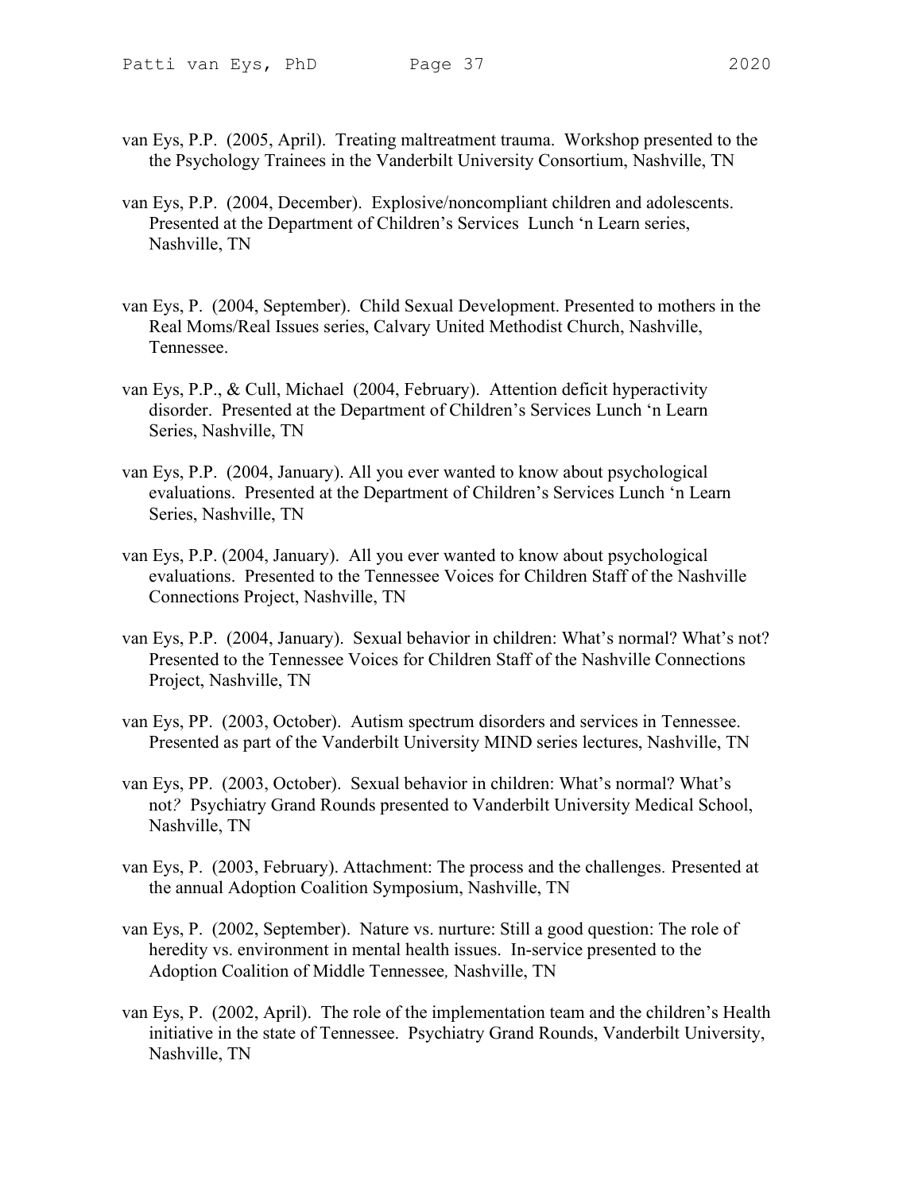van Eys, P.P. (2005, April). Treating maltreatment trauma. Workshop presented to the the Psychology Trainees in the Vanderbilt University Consortium, Nashville, TN

van Eys, P.P. (2004, December). Explosive/noncompliant children and adolescents. Presented at the Department of Children's Services Lunch 'n Learn series, Nashville, TN

van Eys, P. (2004, September). Child Sexual Development. Presented to mothers in the Real Moms/Real Issues series, Calvary United Methodist Church, Nashville, Tennessee.

van Eys, P.P., & Cull, Michael (2004, February). Attention deficit hyperactivity disorder. Presented at the Department of Children's Services Lunch 'n Learn Series, Nashville, TN

van Eys, P.P. (2004, January). All you ever wanted to know about psychological evaluations. Presented at the Department of Children's Services Lunch 'n Learn Series, Nashville, TN

van Eys, P.P. (2004, January). All you ever wanted to know about psychological evaluations. Presented to the Tennessee Voices for Children Staff of the Nashville Connections Project, Nashville, TN

van Eys, P.P. (2004, January). Sexual behavior in children: What's normal? What's not? Presented to the Tennessee Voices for Children Staff of the Nashville Connections Project, Nashville, TN

van Eys, PP. (2003, October). Autism spectrum disorders and services in Tennessee. Presented as part of the Vanderbilt University MIND series lectures, Nashville, TN

van Eys, PP. (2003, October). Sexual behavior in children: What's normal? What's not? Psychiatry Grand Rounds presented to Vanderbilt University Medical School, Nashville, TN

van Eys, P. (2003, February). Attachment: The process and the challenges. Presented at the annual Adoption Coalition Symposium, Nashville, TN

van Eys, P. (2002, September). Nature vs. nurture: Still a good question: The role of heredity vs. environment in mental health issues. In-service presented to the Adoption Coalition of Middle Tennessee, Nashville, TN

van Eys, P. (2002, April). The role of the implementation team and the children's Health initiative in the state of Tennessee. Psychiatry Grand Rounds, Vanderbilt University, Nashville, TN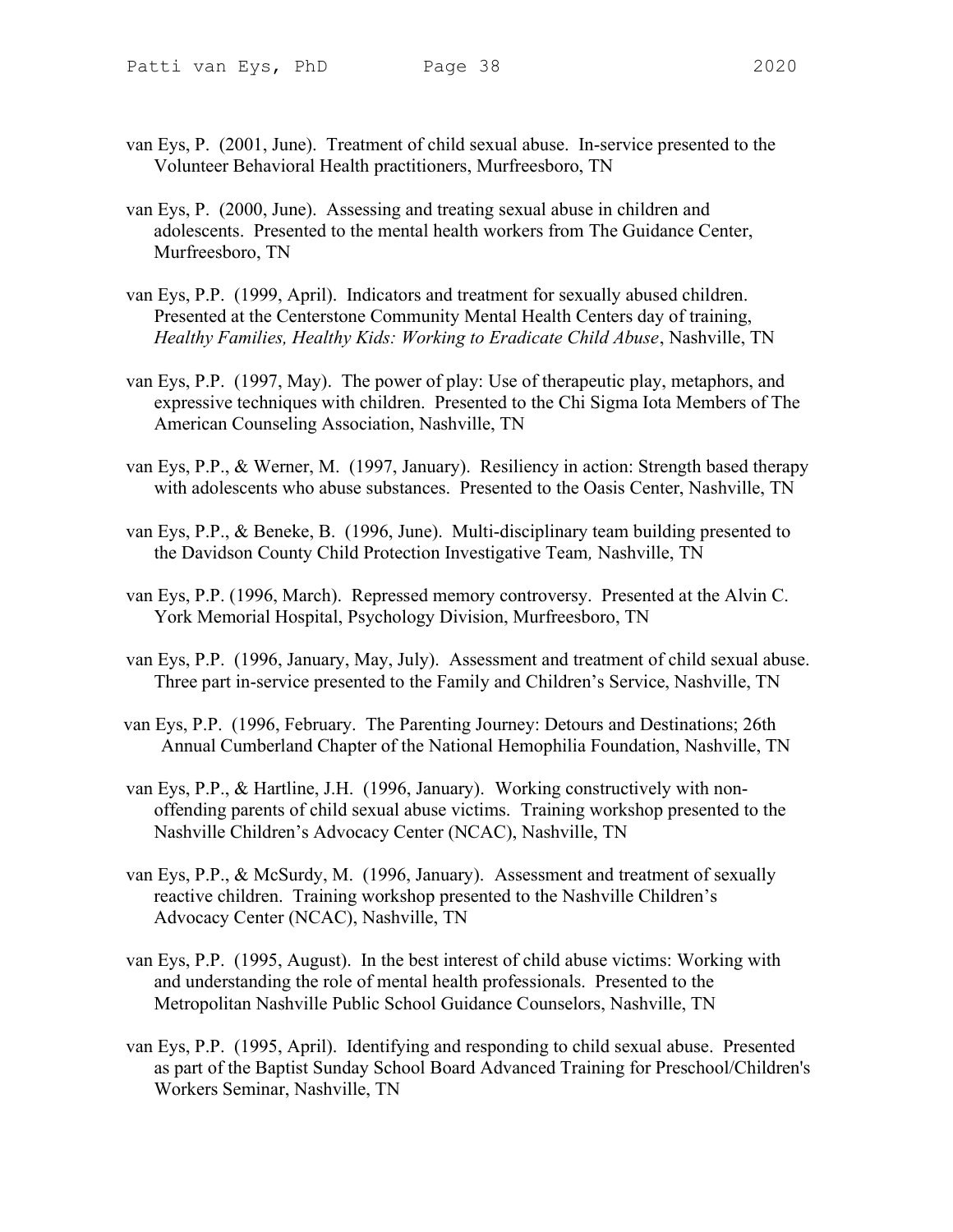van Eys, P. (2001, June). Treatment of child sexual abuse. In-service presented to the Volunteer Behavioral Health practitioners, Murfreesboro, TN

van Eys, P. (2000, June). Assessing and treating sexual abuse in children and adolescents. Presented to the mental health workers from The Guidance Center, Murfreesboro, TN

van Eys, P.P. (1999, April). Indicators and treatment for sexually abused children. Presented at the Centerstone Community Mental Health Centers day of training, *Healthy Families, Healthy Kids: Working to Eradicate Child Abuse*, Nashville, TN

van Eys, P.P. (1997, May). The power of play: Use of therapeutic play, metaphors, and expressive techniques with children. Presented to the Chi Sigma Iota Members of The American Counseling Association, Nashville, TN

van Eys, P.P., & Werner, M. (1997, January). Resiliency in action: Strength based therapy with adolescents who abuse substances. Presented to the Oasis Center, Nashville, TN

van Eys, P.P., & Beneke, B. (1996, June). Multi-disciplinary team building presented to the Davidson County Child Protection Investigative Team*,* Nashville, TN

van Eys, P.P. (1996, March). Repressed memory controversy. Presented at the Alvin C. York Memorial Hospital, Psychology Division, Murfreesboro, TN

van Eys, P.P. (1996, January, May, July). Assessment and treatment of child sexual abuse. Three part in-service presented to the Family and Children's Service, Nashville, TN

van Eys, P.P. (1996, February. The Parenting Journey: Detours and Destinations; 26th Annual Cumberland Chapter of the National Hemophilia Foundation, Nashville, TN

van Eys, P.P., & Hartline, J.H. (1996, January). Working constructively with non-offending parents of child sexual abuse victims. Training workshop presented to the Nashville Children's Advocacy Center (NCAC), Nashville, TN

van Eys, P.P., & McSurdy, M. (1996, January). Assessment and treatment of sexually reactive children. Training workshop presented to the Nashville Children's Advocacy Center (NCAC), Nashville, TN

van Eys, P.P. (1995, August). In the best interest of child abuse victims: Working with and understanding the role of mental health professionals. Presented to the Metropolitan Nashville Public School Guidance Counselors, Nashville, TN

van Eys, P.P. (1995, April). Identifying and responding to child sexual abuse. Presented as part of the Baptist Sunday School Board Advanced Training for Preschool/Children's Workers Seminar, Nashville, TN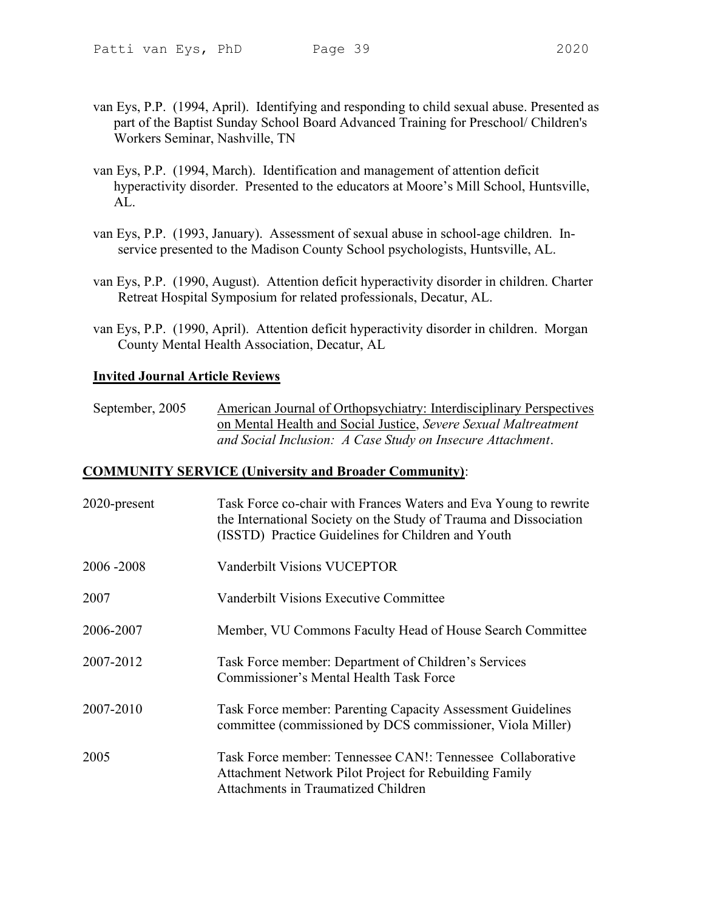van Eys, P.P. (1994, April). Identifying and responding to child sexual abuse. Presented as part of the Baptist Sunday School Board Advanced Training for Preschool/ Children's Workers Seminar, Nashville, TN

van Eys, P.P. (1994, March). Identification and management of attention deficit hyperactivity disorder. Presented to the educators at Moore's Mill School, Huntsville, AL.

van Eys, P.P. (1993, January). Assessment of sexual abuse in school-age children. In-service presented to the Madison County School psychologists, Huntsville, AL.

van Eys, P.P. (1990, August). Attention deficit hyperactivity disorder in children. Charter Retreat Hospital Symposium for related professionals, Decatur, AL.

van Eys, P.P. (1990, April). Attention deficit hyperactivity disorder in children. Morgan County Mental Health Association, Decatur, AL

**Invited Journal Article Reviews**

| | |
|---|---|
| September, 2005 | American Journal of Orthopsychiatry: Interdisciplinary Perspectives on Mental Health and Social Justice, *Severe Sexual Maltreatment and Social Inclusion: A Case Study on Insecure Attachment*. |

## COMMUNITY SERVICE (University and Broader Community):

| | |
|---|---|
| 2020-present | Task Force co-chair with Frances Waters and Eva Young to rewrite the International Society on the Study of Trauma and Dissociation (ISSTD) Practice Guidelines for Children and Youth |
| 2006 -2008 | Vanderbilt Visions VUCEPTOR |
| 2007 | Vanderbilt Visions Executive Committee |
| 2006-2007 | Member, VU Commons Faculty Head of House Search Committee |
| 2007-2012 | Task Force member: Department of Children's Services Commissioner's Mental Health Task Force |
| 2007-2010 | Task Force member: Parenting Capacity Assessment Guidelines committee (commissioned by DCS commissioner, Viola Miller) |
| 2005 | Task Force member: Tennessee CAN!: Tennessee Collaborative Attachment Network Pilot Project for Rebuilding Family Attachments in Traumatized Children |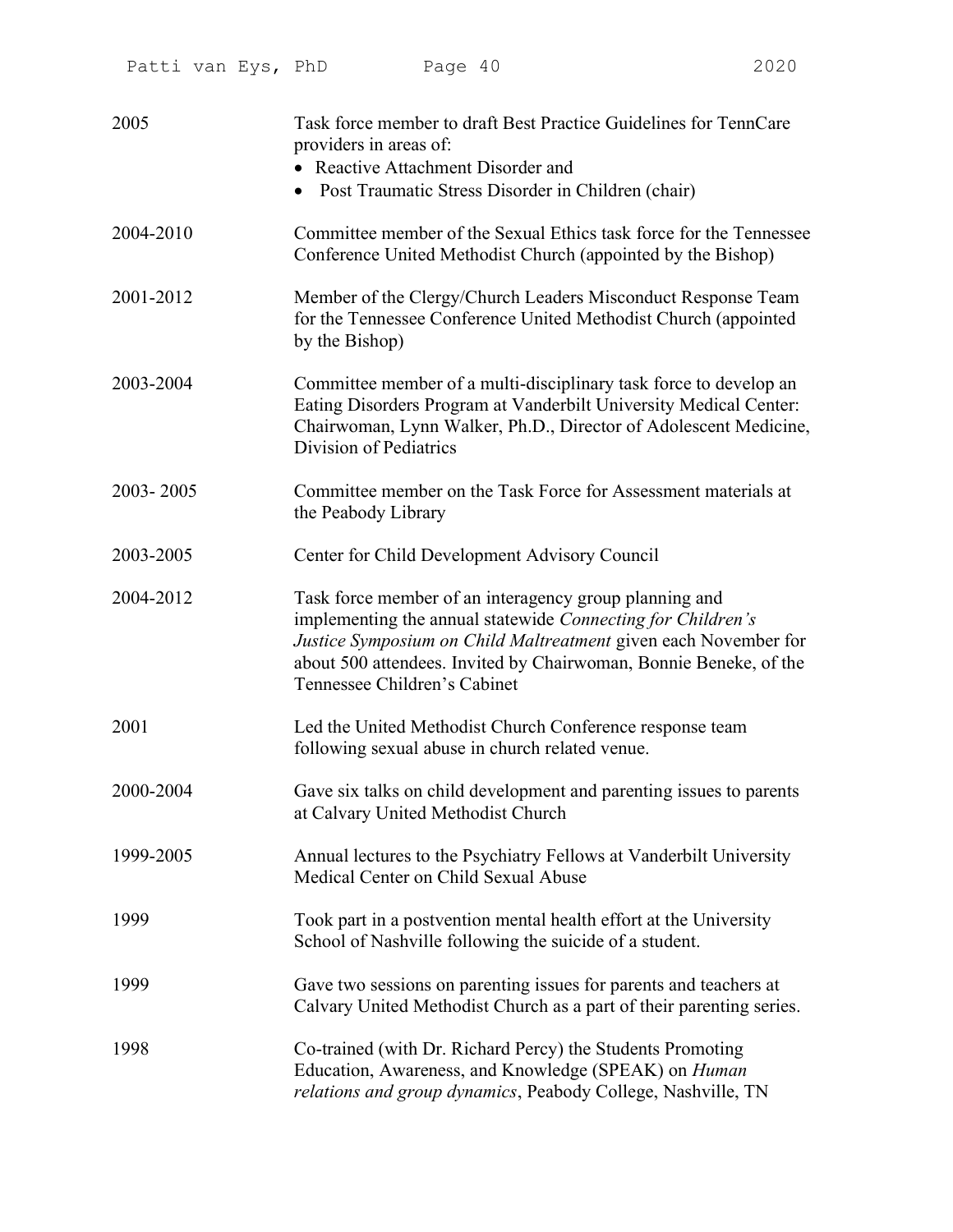| | |
|---|---|
| 2005 | Task force member to draft Best Practice Guidelines for TennCare providers in areas of: <br>• Reactive Attachment Disorder and <br>• Post Traumatic Stress Disorder in Children (chair) |
| 2004-2010 | Committee member of the Sexual Ethics task force for the Tennessee Conference United Methodist Church (appointed by the Bishop) |
| 2001-2012 | Member of the Clergy/Church Leaders Misconduct Response Team for the Tennessee Conference United Methodist Church (appointed by the Bishop) |
| 2003-2004 | Committee member of a multi-disciplinary task force to develop an Eating Disorders Program at Vanderbilt University Medical Center: Chairwoman, Lynn Walker, Ph.D., Director of Adolescent Medicine, Division of Pediatrics |
| 2003- 2005 | Committee member on the Task Force for Assessment materials at the Peabody Library |
| 2003-2005 | Center for Child Development Advisory Council |
| 2004-2012 | Task force member of an interagency group planning and implementing the annual statewide *Connecting for Children's Justice Symposium on Child Maltreatment* given each November for about 500 attendees. Invited by Chairwoman, Bonnie Beneke, of the Tennessee Children's Cabinet |
| 2001 | Led the United Methodist Church Conference response team following sexual abuse in church related venue. |
| 2000-2004 | Gave six talks on child development and parenting issues to parents at Calvary United Methodist Church |
| 1999-2005 | Annual lectures to the Psychiatry Fellows at Vanderbilt University Medical Center on Child Sexual Abuse |
| 1999 | Took part in a postvention mental health effort at the University School of Nashville following the suicide of a student. |
| 1999 | Gave two sessions on parenting issues for parents and teachers at Calvary United Methodist Church as a part of their parenting series. |
| 1998 | Co-trained (with Dr. Richard Percy) the Students Promoting Education, Awareness, and Knowledge (SPEAK) on *Human relations and group dynamics*, Peabody College, Nashville, TN |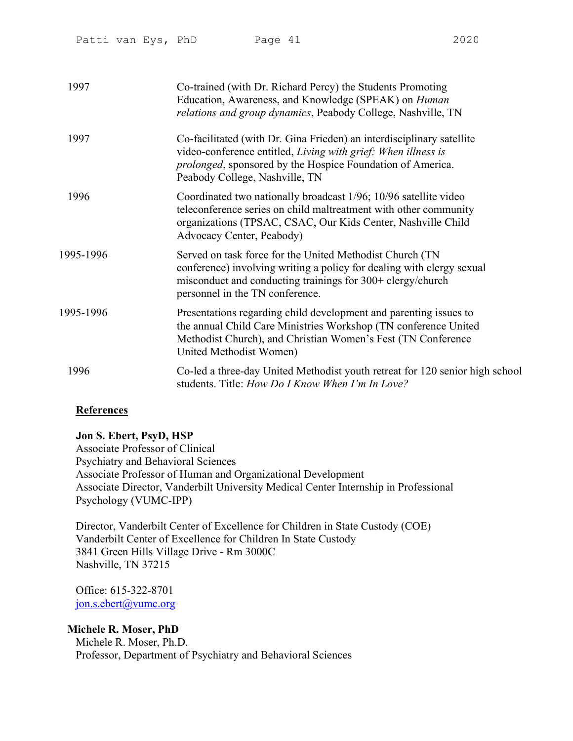| | |
|---|---|
| 1997 | Co-trained (with Dr. Richard Percy) the Students Promoting Education, Awareness, and Knowledge (SPEAK) on *Human relations and group dynamics*, Peabody College, Nashville, TN |
| 1997 | Co-facilitated (with Dr. Gina Frieden) an interdisciplinary satellite video-conference entitled, *Living with grief: When illness is prolonged*, sponsored by the Hospice Foundation of America. Peabody College, Nashville, TN |
| 1996 | Coordinated two nationally broadcast 1/96; 10/96 satellite video teleconference series on child maltreatment with other community organizations (TPSAC, CSAC, Our Kids Center, Nashville Child Advocacy Center, Peabody) |
| 1995-1996 | Served on task force for the United Methodist Church (TN conference) involving writing a policy for dealing with clergy sexual misconduct and conducting trainings for 300+ clergy/church personnel in the TN conference. |
| 1995-1996 | Presentations regarding child development and parenting issues to the annual Child Care Ministries Workshop (TN conference United Methodist Church), and Christian Women's Fest (TN Conference United Methodist Women) |
| 1996 | Co-led a three-day United Methodist youth retreat for 120 senior high school students. Title: *How Do I Know When I'm In Love?* |

## References

**Jon S. Ebert, PsyD, HSP**
Associate Professor of Clinical
Psychiatry and Behavioral Sciences
Associate Professor of Human and Organizational Development
Associate Director, Vanderbilt University Medical Center Internship in Professional Psychology (VUMC-IPP)

Director, Vanderbilt Center of Excellence for Children in State Custody (COE)
Vanderbilt Center of Excellence for Children In State Custody
3841 Green Hills Village Drive - Rm 3000C
Nashville, TN 37215

Office: 615-322-8701
jon.s.ebert@vumc.org

**Michele R. Moser, PhD**
Michele R. Moser, Ph.D.
Professor, Department of Psychiatry and Behavioral Sciences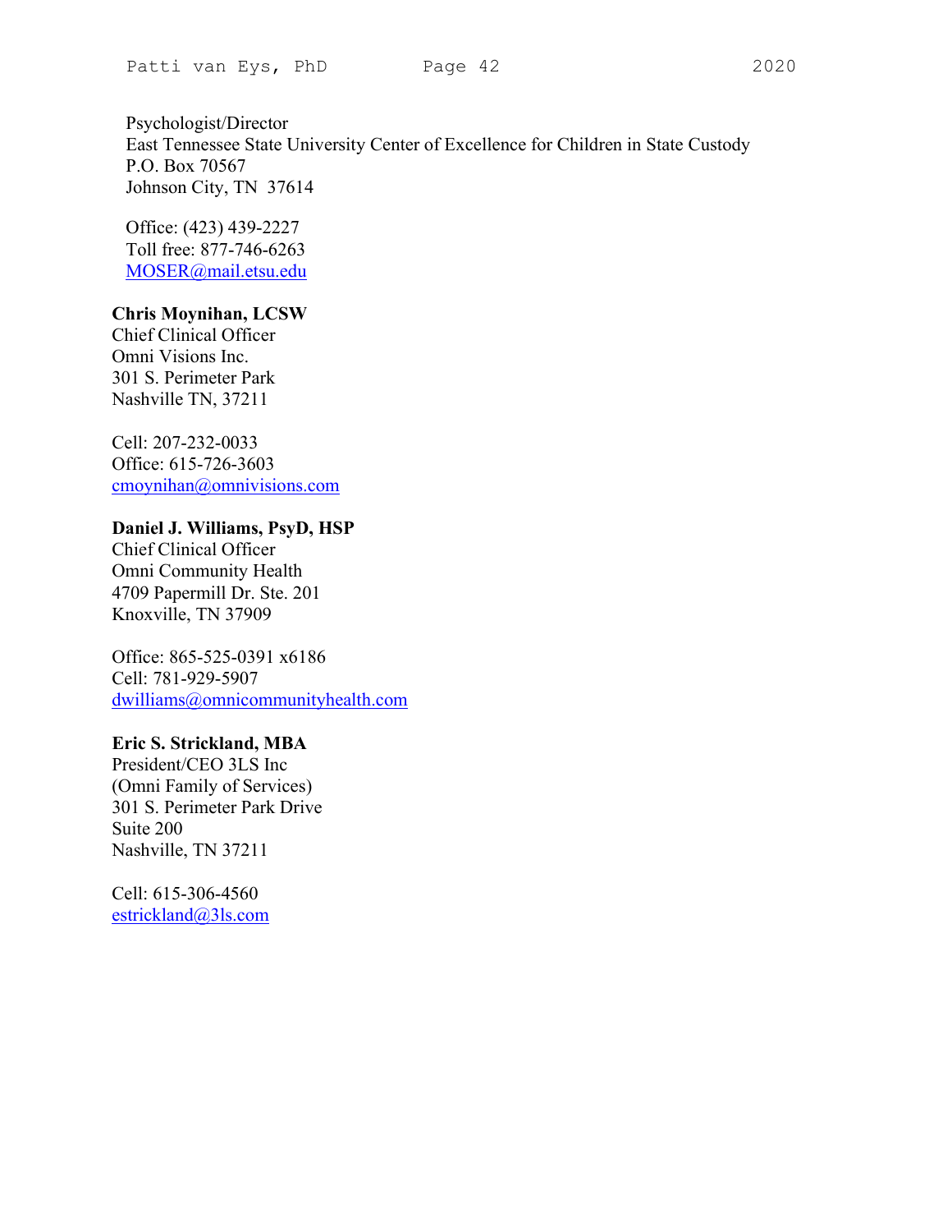Psychologist/Director
East Tennessee State University Center of Excellence for Children in State Custody
P.O. Box 70567
Johnson City, TN 37614

Office: (423) 439-2227
Toll free: 877-746-6263
MOSER@mail.etsu.edu

**Chris Moynihan, LCSW**
Chief Clinical Officer
Omni Visions Inc.
301 S. Perimeter Park
Nashville TN, 37211

Cell: 207-232-0033
Office: 615-726-3603
cmoynihan@omnivisions.com

**Daniel J. Williams, PsyD, HSP**
Chief Clinical Officer
Omni Community Health
4709 Papermill Dr. Ste. 201
Knoxville, TN 37909

Office: 865-525-0391 x6186
Cell: 781-929-5907
dwilliams@omnicommunityhealth.com

**Eric S. Strickland, MBA**
President/CEO 3LS Inc
(Omni Family of Services)
301 S. Perimeter Park Drive
Suite 200
Nashville, TN 37211

Cell: 615-306-4560
estrickland@3ls.com